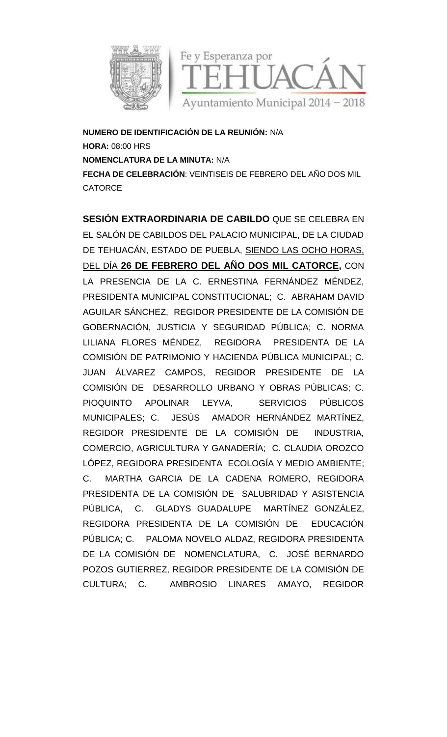Fe y Esperanza por
TEHUACÁN
Ayuntamiento Municipal 2014 – 2018

**NUMERO DE IDENTIFICACIÓN DE LA REUNIÓN:** N/A
**HORA:** 08:00 HRS
**NOMENCLATURA DE LA MINUTA:** N/A
**FECHA DE CELEBRACIÓN**: VEINTISEIS DE FEBRERO DEL AÑO DOS MIL CATORCE

**SESIÓN EXTRAORDINARIA DE CABILDO** QUE SE CELEBRA EN EL SALÓN DE CABILDOS DEL PALACIO MUNICIPAL, DE LA CIUDAD DE TEHUACÁN, ESTADO DE PUEBLA, SIENDO LAS OCHO HORAS, DEL DÍA **26 DE FEBRERO DEL AÑO DOS MIL CATORCE,** CON LA PRESENCIA DE LA C. ERNESTINA FERNÁNDEZ MÉNDEZ, PRESIDENTA MUNICIPAL CONSTITUCIONAL; C. ABRAHAM DAVID AGUILAR SÁNCHEZ, REGIDOR PRESIDENTE DE LA COMISIÓN DE GOBERNACIÓN, JUSTICIA Y SEGURIDAD PÚBLICA; C. NORMA LILIANA FLORES MÉNDEZ, REGIDORA PRESIDENTA DE LA COMISIÓN DE PATRIMONIO Y HACIENDA PÚBLICA MUNICIPAL; C. JUAN ÁLVAREZ CAMPOS, REGIDOR PRESIDENTE DE LA COMISIÓN DE DESARROLLO URBANO Y OBRAS PÚBLICAS; C. PIOQUINTO APOLINAR LEYVA, SERVICIOS PÚBLICOS MUNICIPALES; C. JESÚS AMADOR HERNÁNDEZ MARTÍNEZ, REGIDOR PRESIDENTE DE LA COMISIÓN DE INDUSTRIA, COMERCIO, AGRICULTURA Y GANADERÍA; C. CLAUDIA OROZCO LÓPEZ, REGIDORA PRESIDENTA ECOLOGÍA Y MEDIO AMBIENTE; C. MARTHA GARCIA DE LA CADENA ROMERO, REGIDORA PRESIDENTA DE LA COMISIÓN DE SALUBRIDAD Y ASISTENCIA PÚBLICA, C. GLADYS GUADALUPE MARTÍNEZ GONZÁLEZ, REGIDORA PRESIDENTA DE LA COMISIÓN DE EDUCACIÓN PÚBLICA; C. PALOMA NOVELO ALDAZ, REGIDORA PRESIDENTA DE LA COMISIÓN DE NOMENCLATURA, C. JOSÉ BERNARDO POZOS GUTIERREZ, REGIDOR PRESIDENTE DE LA COMISIÓN DE CULTURA; C. AMBROSIO LINARES AMAYO, REGIDOR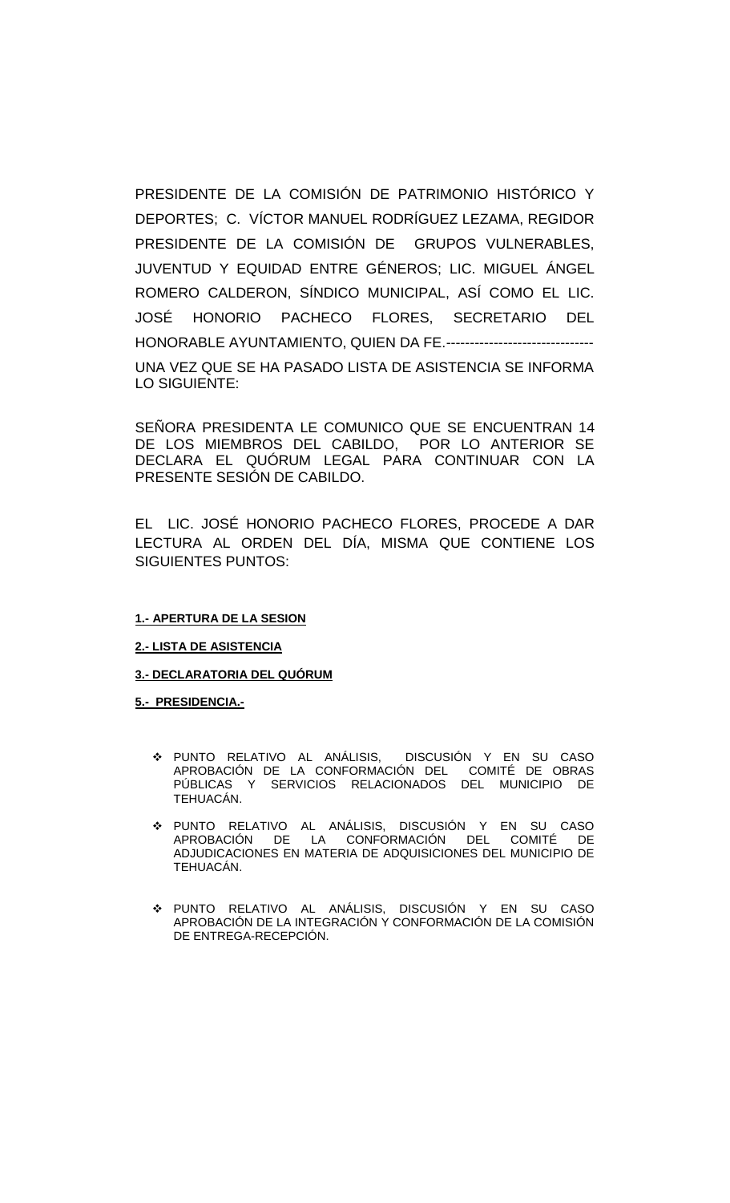PRESIDENTE DE LA COMISIÓN DE PATRIMONIO HISTÓRICO Y DEPORTES; C. VÍCTOR MANUEL RODRÍGUEZ LEZAMA, REGIDOR PRESIDENTE DE LA COMISIÓN DE GRUPOS VULNERABLES, JUVENTUD Y EQUIDAD ENTRE GÉNEROS; LIC. MIGUEL ÁNGEL ROMERO CALDERON, SÍNDICO MUNICIPAL, ASÍ COMO EL LIC. JOSÉ HONORIO PACHECO FLORES, SECRETARIO DEL HONORABLE AYUNTAMIENTO, QUIEN DA FE.-------------------------------

UNA VEZ QUE SE HA PASADO LISTA DE ASISTENCIA SE INFORMA LO SIGUIENTE:

SEÑORA PRESIDENTA LE COMUNICO QUE SE ENCUENTRAN 14 DE LOS MIEMBROS DEL CABILDO, POR LO ANTERIOR SE DECLARA EL QUÓRUM LEGAL PARA CONTINUAR CON LA PRESENTE SESIÓN DE CABILDO.

EL LIC. JOSÉ HONORIO PACHECO FLORES, PROCEDE A DAR LECTURA AL ORDEN DEL DÍA, MISMA QUE CONTIENE LOS SIGUIENTES PUNTOS:

**1.- APERTURA DE LA SESION**

**2.- LISTA DE ASISTENCIA**

**3.- DECLARATORIA DEL QUÓRUM**

**5.- PRESIDENCIA.-**

- PUNTO RELATIVO AL ANÁLISIS, DISCUSIÓN Y EN SU CASO APROBACIÓN DE LA CONFORMACIÓN DEL COMITÉ DE OBRAS PÚBLICAS Y SERVICIOS RELACIONADOS DEL MUNICIPIO DE TEHUACÁN.

- PUNTO RELATIVO AL ANÁLISIS, DISCUSIÓN Y EN SU CASO APROBACIÓN DE LA CONFORMACIÓN DEL COMITÉ DE ADJUDICACIONES EN MATERIA DE ADQUISICIONES DEL MUNICIPIO DE TEHUACÁN.

- PUNTO RELATIVO AL ANÁLISIS, DISCUSIÓN Y EN SU CASO APROBACIÓN DE LA INTEGRACIÓN Y CONFORMACIÓN DE LA COMISIÓN DE ENTREGA-RECEPCIÓN.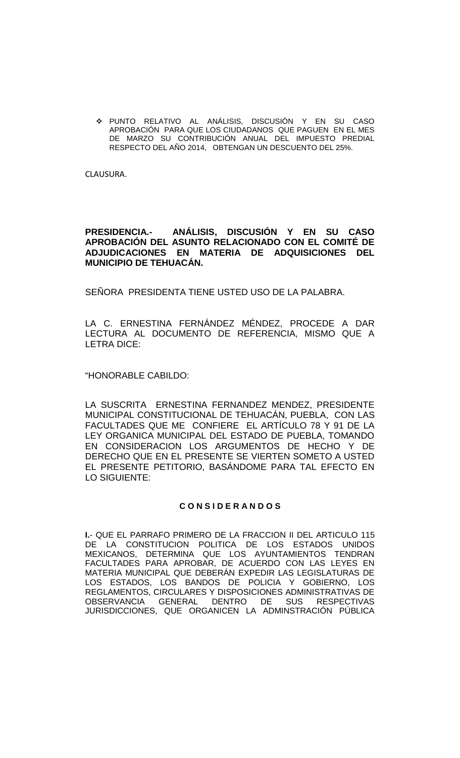- PUNTO RELATIVO AL ANÁLISIS, DISCUSIÓN Y EN SU CASO APROBACIÓN PARA QUE LOS CIUDADANOS QUE PAGUEN EN EL MES DE MARZO SU CONTRIBUCIÓN ANUAL DEL IMPUESTO PREDIAL RESPECTO DEL AÑO 2014, OBTENGAN UN DESCUENTO DEL 25%.

CLAUSURA.

**PRESIDENCIA.- ANÁLISIS, DISCUSIÓN Y EN SU CASO APROBACIÓN DEL ASUNTO RELACIONADO CON EL COMITÉ DE ADJUDICACIONES EN MATERIA DE ADQUISICIONES DEL MUNICIPIO DE TEHUACÁN.**

SEÑORA PRESIDENTA TIENE USTED USO DE LA PALABRA.

LA C. ERNESTINA FERNÁNDEZ MÉNDEZ, PROCEDE A DAR LECTURA AL DOCUMENTO DE REFERENCIA, MISMO QUE A LETRA DICE:

"HONORABLE CABILDO:

LA SUSCRITA ERNESTINA FERNANDEZ MENDEZ, PRESIDENTE MUNICIPAL CONSTITUCIONAL DE TEHUACÁN, PUEBLA, CON LAS FACULTADES QUE ME CONFIERE EL ARTÍCULO 78 Y 91 DE LA LEY ORGANICA MUNICIPAL DEL ESTADO DE PUEBLA, TOMANDO EN CONSIDERACION LOS ARGUMENTOS DE HECHO Y DE DERECHO QUE EN EL PRESENTE SE VIERTEN SOMETO A USTED EL PRESENTE PETITORIO, BASÁNDOME PARA TAL EFECTO EN LO SIGUIENTE:

**C O N S I D E R A N D O S**

**I.**- QUE EL PARRAFO PRIMERO DE LA FRACCION II DEL ARTICULO 115 DE LA CONSTITUCION POLITICA DE LOS ESTADOS UNIDOS MEXICANOS, DETERMINA QUE LOS AYUNTAMIENTOS TENDRAN FACULTADES PARA APROBAR, DE ACUERDO CON LAS LEYES EN MATERIA MUNICIPAL QUE DEBERÁN EXPEDIR LAS LEGISLATURAS DE LOS ESTADOS, LOS BANDOS DE POLICIA Y GOBIERNO, LOS REGLAMENTOS, CIRCULARES Y DISPOSICIONES ADMINISTRATIVAS DE OBSERVANCIA GENERAL DENTRO DE SUS RESPECTIVAS JURISDICCIONES, QUE ORGANICEN LA ADMINSTRACIÓN PÚBLICA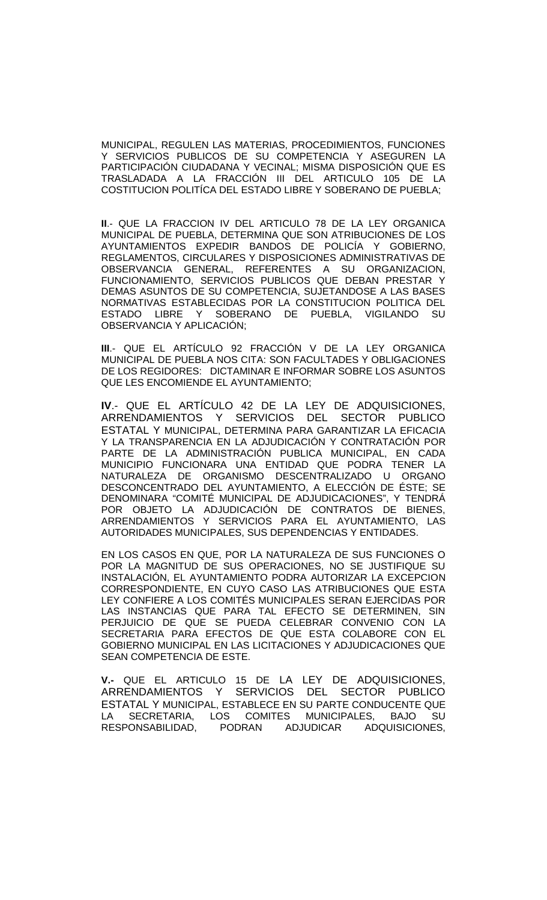MUNICIPAL, REGULEN LAS MATERIAS, PROCEDIMIENTOS, FUNCIONES Y SERVICIOS PUBLICOS DE SU COMPETENCIA Y ASEGUREN LA PARTICIPACIÓN CIUDADANA Y VECINAL; MISMA DISPOSICIÓN QUE ES TRASLADADA A LA FRACCIÓN III DEL ARTICULO 105 DE LA COSTITUCION POLITÍCA DEL ESTADO LIBRE Y SOBERANO DE PUEBLA;

**II**.- QUE LA FRACCION IV DEL ARTICULO 78 DE LA LEY ORGANICA MUNICIPAL DE PUEBLA, DETERMINA QUE SON ATRIBUCIONES DE LOS AYUNTAMIENTOS EXPEDIR BANDOS DE POLICÍA Y GOBIERNO, REGLAMENTOS, CIRCULARES Y DISPOSICIONES ADMINISTRATIVAS DE OBSERVANCIA GENERAL, REFERENTES A SU ORGANIZACION, FUNCIONAMIENTO, SERVICIOS PUBLICOS QUE DEBAN PRESTAR Y DEMAS ASUNTOS DE SU COMPETENCIA, SUJETANDOSE A LAS BASES NORMATIVAS ESTABLECIDAS POR LA CONSTITUCION POLITICA DEL ESTADO LIBRE Y SOBERANO DE PUEBLA, VIGILANDO SU OBSERVANCIA Y APLICACIÓN;

**III**.- QUE EL ARTÍCULO 92 FRACCIÓN V DE LA LEY ORGANICA MUNICIPAL DE PUEBLA NOS CITA: SON FACULTADES Y OBLIGACIONES DE LOS REGIDORES: DICTAMINAR E INFORMAR SOBRE LOS ASUNTOS QUE LES ENCOMIENDE EL AYUNTAMIENTO;

**IV**.- QUE EL ARTÍCULO 42 DE LA LEY DE ADQUISICIONES, ARRENDAMIENTOS Y SERVICIOS DEL SECTOR PUBLICO ESTATAL Y MUNICIPAL, DETERMINA PARA GARANTIZAR LA EFICACIA Y LA TRANSPARENCIA EN LA ADJUDICACIÓN Y CONTRATACIÓN POR PARTE DE LA ADMINISTRACIÓN PUBLICA MUNICIPAL, EN CADA MUNICIPIO FUNCIONARA UNA ENTIDAD QUE PODRA TENER LA NATURALEZA DE ORGANISMO DESCENTRALIZADO U ORGANO DESCONCENTRADO DEL AYUNTAMIENTO, A ELECCIÓN DE ÉSTE; SE DENOMINARA "COMITÉ MUNICIPAL DE ADJUDICACIONES", Y TENDRÁ POR OBJETO LA ADJUDICACIÓN DE CONTRATOS DE BIENES, ARRENDAMIENTOS Y SERVICIOS PARA EL AYUNTAMIENTO, LAS AUTORIDADES MUNICIPALES, SUS DEPENDENCIAS Y ENTIDADES.

EN LOS CASOS EN QUE, POR LA NATURALEZA DE SUS FUNCIONES O POR LA MAGNITUD DE SUS OPERACIONES, NO SE JUSTIFIQUE SU INSTALACIÓN, EL AYUNTAMIENTO PODRA AUTORIZAR LA EXCEPCION CORRESPONDIENTE, EN CUYO CASO LAS ATRIBUCIONES QUE ESTA LEY CONFIERE A LOS COMITÉS MUNICIPALES SERAN EJERCIDAS POR LAS INSTANCIAS QUE PARA TAL EFECTO SE DETERMINEN, SIN PERJUICIO DE QUE SE PUEDA CELEBRAR CONVENIO CON LA SECRETARIA PARA EFECTOS DE QUE ESTA COLABORE CON EL GOBIERNO MUNICIPAL EN LAS LICITACIONES Y ADJUDICACIONES QUE SEAN COMPETENCIA DE ESTE.

**V.-** QUE EL ARTICULO 15 DE LA LEY DE ADQUISICIONES, ARRENDAMIENTOS Y SERVICIOS DEL SECTOR PUBLICO ESTATAL Y MUNICIPAL, ESTABLECE EN SU PARTE CONDUCENTE QUE LA SECRETARIA, LOS COMITES MUNICIPALES, BAJO SU RESPONSABILIDAD, PODRAN ADJUDICAR ADQUISICIONES,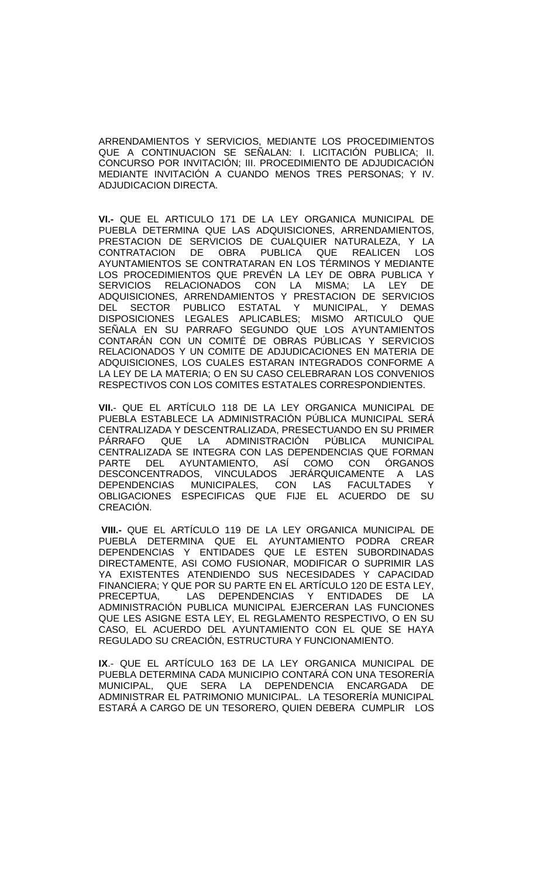ARRENDAMIENTOS Y SERVICIOS, MEDIANTE LOS PROCEDIMIENTOS QUE A CONTINUACION SE SEÑALAN: I. LICITACIÓN PUBLICA; II. CONCURSO POR INVITACIÓN; III. PROCEDIMIENTO DE ADJUDICACIÓN MEDIANTE INVITACIÓN A CUANDO MENOS TRES PERSONAS; Y IV. ADJUDICACION DIRECTA.

**VI.-** QUE EL ARTICULO 171 DE LA LEY ORGANICA MUNICIPAL DE PUEBLA DETERMINA QUE LAS ADQUISICIONES, ARRENDAMIENTOS, PRESTACION DE SERVICIOS DE CUALQUIER NATURALEZA, Y LA CONTRATACION DE OBRA PUBLICA QUE REALICEN LOS AYUNTAMIENTOS SE CONTRATARAN EN LOS TÉRMINOS Y MEDIANTE LOS PROCEDIMIENTOS QUE PREVÉN LA LEY DE OBRA PUBLICA Y SERVICIOS RELACIONADOS CON LA MISMA; LA LEY DE ADQUISICIONES, ARRENDAMIENTOS Y PRESTACION DE SERVICIOS DEL SECTOR PUBLICO ESTATAL Y MUNICIPAL, Y DEMAS DISPOSICIONES LEGALES APLICABLES; MISMO ARTICULO QUE SEÑALA EN SU PARRAFO SEGUNDO QUE LOS AYUNTAMIENTOS CONTARÁN CON UN COMITÉ DE OBRAS PÚBLICAS Y SERVICIOS RELACIONADOS Y UN COMITE DE ADJUDICACIONES EN MATERIA DE ADQUISICIONES, LOS CUALES ESTARAN INTEGRADOS CONFORME A LA LEY DE LA MATERIA; O EN SU CASO CELEBRARAN LOS CONVENIOS RESPECTIVOS CON LOS COMITES ESTATALES CORRESPONDIENTES.

**VII.**- QUE EL ARTÍCULO 118 DE LA LEY ORGANICA MUNICIPAL DE PUEBLA ESTABLECE LA ADMINISTRACIÓN PÚBLICA MUNICIPAL SERÁ CENTRALIZADA Y DESCENTRALIZADA, PRESECTUANDO EN SU PRIMER PÁRRAFO QUE LA ADMINISTRACIÓN PÚBLICA MUNICIPAL CENTRALIZADA SE INTEGRA CON LAS DEPENDENCIAS QUE FORMAN PARTE DEL AYUNTAMIENTO, ASÍ COMO CON ÓRGANOS DESCONCENTRADOS, VINCULADOS JERÁRQUICAMENTE A LAS DEPENDENCIAS MUNICIPALES, CON LAS FACULTADES Y OBLIGACIONES ESPECIFICAS QUE FIJE EL ACUERDO DE SU CREACIÓN.

**VIII.-** QUE EL ARTÍCULO 119 DE LA LEY ORGANICA MUNICIPAL DE PUEBLA DETERMINA QUE EL AYUNTAMIENTO PODRA CREAR DEPENDENCIAS Y ENTIDADES QUE LE ESTEN SUBORDINADAS DIRECTAMENTE, ASI COMO FUSIONAR, MODIFICAR O SUPRIMIR LAS YA EXISTENTES ATENDIENDO SUS NECESIDADES Y CAPACIDAD FINANCIERA; Y QUE POR SU PARTE EN EL ARTÍCULO 120 DE ESTA LEY, PRECEPTUA, LAS DEPENDENCIAS Y ENTIDADES DE LA ADMINISTRACIÓN PUBLICA MUNICIPAL EJERCERAN LAS FUNCIONES QUE LES ASIGNE ESTA LEY, EL REGLAMENTO RESPECTIVO, O EN SU CASO, EL ACUERDO DEL AYUNTAMIENTO CON EL QUE SE HAYA REGULADO SU CREACIÓN, ESTRUCTURA Y FUNCIONAMIENTO.

**IX**.- QUE EL ARTÍCULO 163 DE LA LEY ORGANICA MUNICIPAL DE PUEBLA DETERMINA CADA MUNICIPIO CONTARÁ CON UNA TESORERÍA MUNICIPAL, QUE SERA LA DEPENDENCIA ENCARGADA DE ADMINISTRAR EL PATRIMONIO MUNICIPAL. LA TESORERÍA MUNICIPAL ESTARÁ A CARGO DE UN TESORERO, QUIEN DEBERA CUMPLIR LOS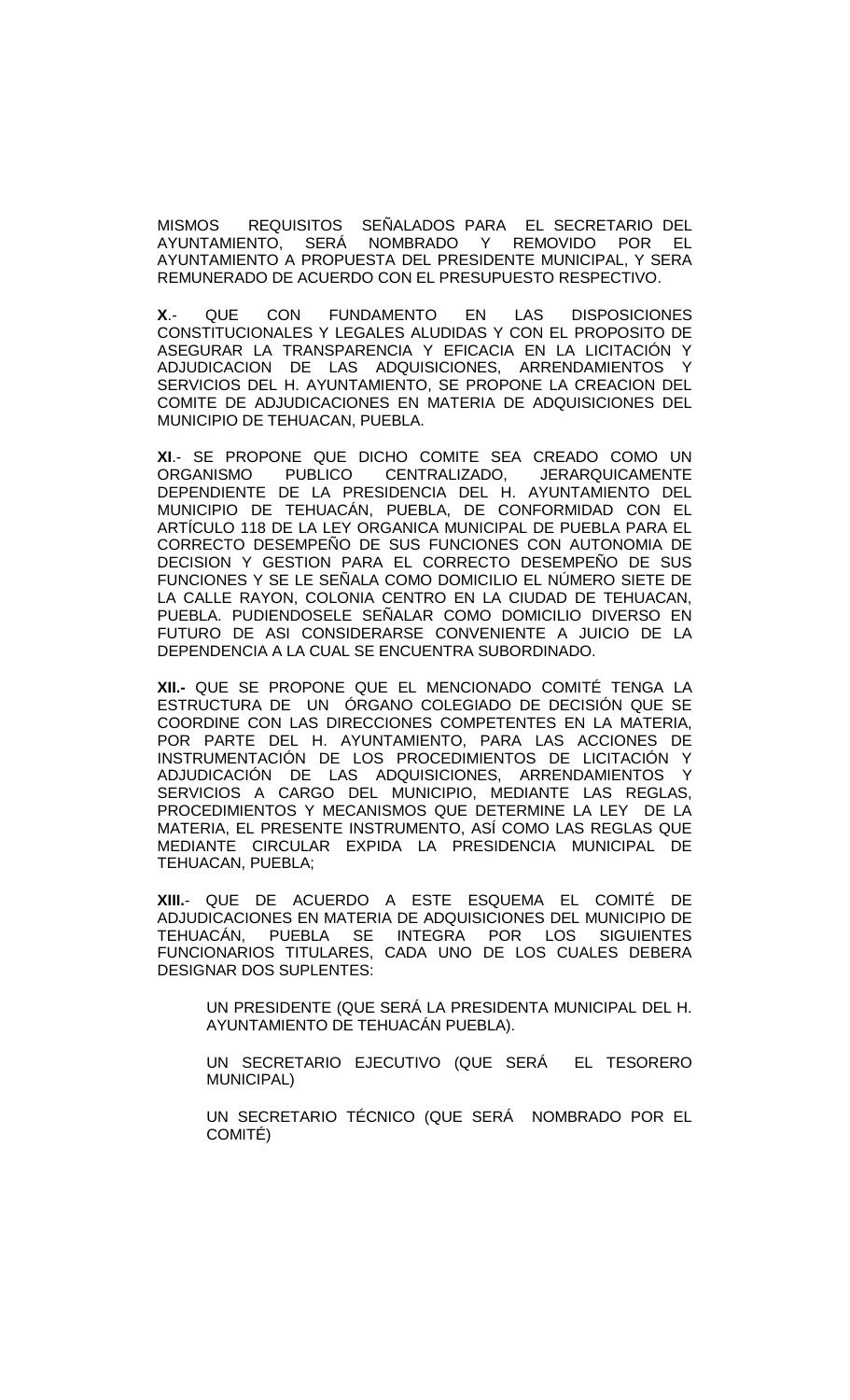MISMOS REQUISITOS SEÑALADOS PARA EL SECRETARIO DEL AYUNTAMIENTO, SERÁ NOMBRADO Y REMOVIDO POR EL AYUNTAMIENTO A PROPUESTA DEL PRESIDENTE MUNICIPAL, Y SERA REMUNERADO DE ACUERDO CON EL PRESUPUESTO RESPECTIVO.

**X**.- QUE CON FUNDAMENTO EN LAS DISPOSICIONES CONSTITUCIONALES Y LEGALES ALUDIDAS Y CON EL PROPOSITO DE ASEGURAR LA TRANSPARENCIA Y EFICACIA EN LA LICITACIÓN Y ADJUDICACION DE LAS ADQUISICIONES, ARRENDAMIENTOS Y SERVICIOS DEL H. AYUNTAMIENTO, SE PROPONE LA CREACION DEL COMITE DE ADJUDICACIONES EN MATERIA DE ADQUISICIONES DEL MUNICIPIO DE TEHUACAN, PUEBLA.

**XI**.- SE PROPONE QUE DICHO COMITE SEA CREADO COMO UN ORGANISMO PUBLICO CENTRALIZADO, JERARQUICAMENTE DEPENDIENTE DE LA PRESIDENCIA DEL H. AYUNTAMIENTO DEL MUNICIPIO DE TEHUACÁN, PUEBLA, DE CONFORMIDAD CON EL ARTÍCULO 118 DE LA LEY ORGANICA MUNICIPAL DE PUEBLA PARA EL CORRECTO DESEMPEÑO DE SUS FUNCIONES CON AUTONOMIA DE DECISION Y GESTION PARA EL CORRECTO DESEMPEÑO DE SUS FUNCIONES Y SE LE SEÑALA COMO DOMICILIO EL NÚMERO SIETE DE LA CALLE RAYON, COLONIA CENTRO EN LA CIUDAD DE TEHUACAN, PUEBLA. PUDIENDOSELE SEÑALAR COMO DOMICILIO DIVERSO EN FUTURO DE ASI CONSIDERARSE CONVENIENTE A JUICIO DE LA DEPENDENCIA A LA CUAL SE ENCUENTRA SUBORDINADO.

**XII.-** QUE SE PROPONE QUE EL MENCIONADO COMITÉ TENGA LA ESTRUCTURA DE UN ÓRGANO COLEGIADO DE DECISIÓN QUE SE COORDINE CON LAS DIRECCIONES COMPETENTES EN LA MATERIA, POR PARTE DEL H. AYUNTAMIENTO, PARA LAS ACCIONES DE INSTRUMENTACIÓN DE LOS PROCEDIMIENTOS DE LICITACIÓN Y ADJUDICACIÓN DE LAS ADQUISICIONES, ARRENDAMIENTOS Y SERVICIOS A CARGO DEL MUNICIPIO, MEDIANTE LAS REGLAS, PROCEDIMIENTOS Y MECANISMOS QUE DETERMINE LA LEY DE LA MATERIA, EL PRESENTE INSTRUMENTO, ASÍ COMO LAS REGLAS QUE MEDIANTE CIRCULAR EXPIDA LA PRESIDENCIA MUNICIPAL DE TEHUACAN, PUEBLA;

**XIII.**- QUE DE ACUERDO A ESTE ESQUEMA EL COMITÉ DE ADJUDICACIONES EN MATERIA DE ADQUISICIONES DEL MUNICIPIO DE TEHUACÁN, PUEBLA SE INTEGRA POR LOS SIGUIENTES FUNCIONARIOS TITULARES, CADA UNO DE LOS CUALES DEBERA DESIGNAR DOS SUPLENTES:

UN PRESIDENTE (QUE SERÁ LA PRESIDENTA MUNICIPAL DEL H. AYUNTAMIENTO DE TEHUACÁN PUEBLA).

UN SECRETARIO EJECUTIVO (QUE SERÁ EL TESORERO MUNICIPAL)

UN SECRETARIO TÉCNICO (QUE SERÁ NOMBRADO POR EL COMITÉ)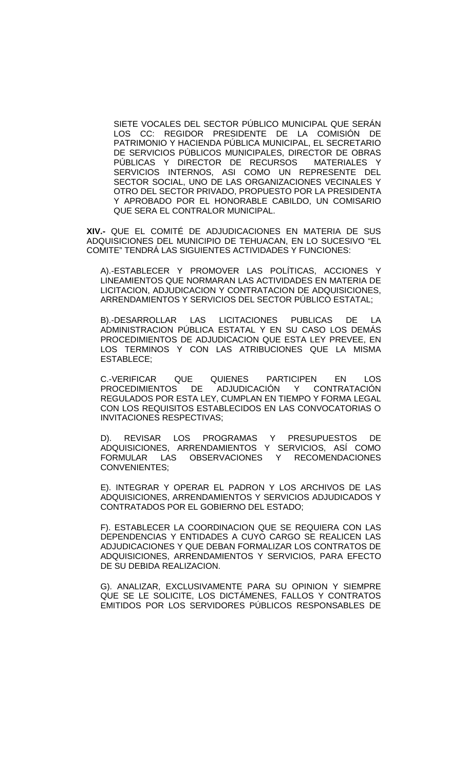SIETE VOCALES DEL SECTOR PÚBLICO MUNICIPAL QUE SERÁN LOS CC: REGIDOR PRESIDENTE DE LA COMISIÓN DE PATRIMONIO Y HACIENDA PÚBLICA MUNICIPAL, EL SECRETARIO DE SERVICIOS PÚBLICOS MUNICIPALES, DIRECTOR DE OBRAS PÚBLICAS Y DIRECTOR DE RECURSOS MATERIALES Y SERVICIOS INTERNOS, ASI COMO UN REPRESENTE DEL SECTOR SOCIAL, UNO DE LAS ORGANIZACIONES VECINALES Y OTRO DEL SECTOR PRIVADO, PROPUESTO POR LA PRESIDENTA Y APROBADO POR EL HONORABLE CABILDO, UN COMISARIO QUE SERA EL CONTRALOR MUNICIPAL.

**XIV.-** QUE EL COMITÉ DE ADJUDICACIONES EN MATERIA DE SUS ADQUISICIONES DEL MUNICIPIO DE TEHUACAN, EN LO SUCESIVO "EL COMITE" TENDRÁ LAS SIGUIENTES ACTIVIDADES Y FUNCIONES:

A).-ESTABLECER Y PROMOVER LAS POLÍTICAS, ACCIONES Y LINEAMIENTOS QUE NORMARAN LAS ACTIVIDADES EN MATERIA DE LICITACION, ADJUDICACION Y CONTRATACION DE ADQUISICIONES, ARRENDAMIENTOS Y SERVICIOS DEL SECTOR PÚBLICO ESTATAL;

B).-DESARROLLAR LAS LICITACIONES PUBLICAS DE LA ADMINISTRACION PÚBLICA ESTATAL Y EN SU CASO LOS DEMÁS PROCEDIMIENTOS DE ADJUDICACION QUE ESTA LEY PREVEE, EN LOS TERMINOS Y CON LAS ATRIBUCIONES QUE LA MISMA ESTABLECE;

C.-VERIFICAR QUE QUIENES PARTICIPEN EN LOS PROCEDIMIENTOS DE ADJUDICACIÓN Y CONTRATACIÓN REGULADOS POR ESTA LEY, CUMPLAN EN TIEMPO Y FORMA LEGAL CON LOS REQUISITOS ESTABLECIDOS EN LAS CONVOCATORIAS O INVITACIONES RESPECTIVAS;

D). REVISAR LOS PROGRAMAS Y PRESUPUESTOS DE ADQUISICIONES, ARRENDAMIENTOS Y SERVICIOS, ASÍ COMO FORMULAR LAS OBSERVACIONES Y RECOMENDACIONES CONVENIENTES;

E). INTEGRAR Y OPERAR EL PADRON Y LOS ARCHIVOS DE LAS ADQUISICIONES, ARRENDAMIENTOS Y SERVICIOS ADJUDICADOS Y CONTRATADOS POR EL GOBIERNO DEL ESTADO;

F). ESTABLECER LA COORDINACION QUE SE REQUIERA CON LAS DEPENDENCIAS Y ENTIDADES A CUYO CARGO SE REALICEN LAS ADJUDICACIONES Y QUE DEBAN FORMALIZAR LOS CONTRATOS DE ADQUISICIONES, ARRENDAMIENTOS Y SERVICIOS, PARA EFECTO DE SU DEBIDA REALIZACION.

G). ANALIZAR, EXCLUSIVAMENTE PARA SU OPINION Y SIEMPRE QUE SE LE SOLICITE, LOS DICTÁMENES, FALLOS Y CONTRATOS EMITIDOS POR LOS SERVIDORES PÚBLICOS RESPONSABLES DE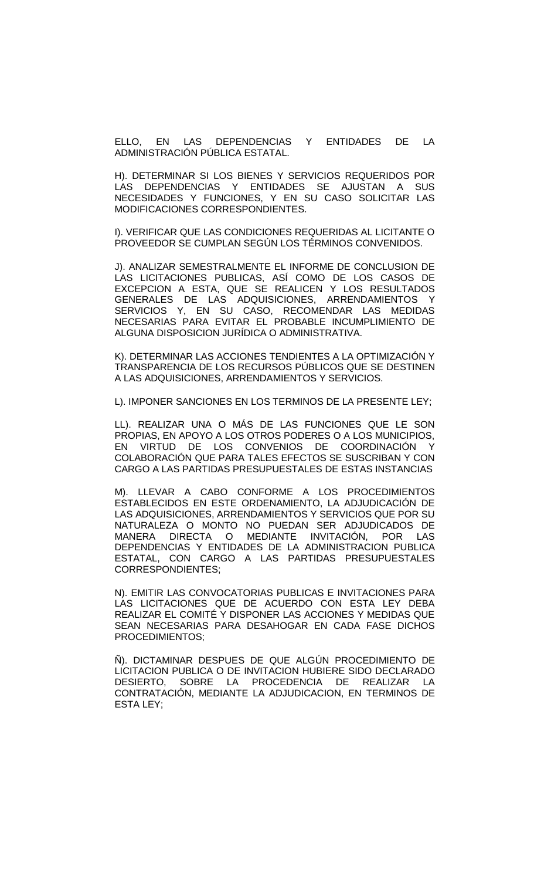ELLO, EN LAS DEPENDENCIAS Y ENTIDADES DE LA ADMINISTRACIÓN PÚBLICA ESTATAL.

H). DETERMINAR SI LOS BIENES Y SERVICIOS REQUERIDOS POR LAS DEPENDENCIAS Y ENTIDADES SE AJUSTAN A SUS NECESIDADES Y FUNCIONES, Y EN SU CASO SOLICITAR LAS MODIFICACIONES CORRESPONDIENTES.

I). VERIFICAR QUE LAS CONDICIONES REQUERIDAS AL LICITANTE O PROVEEDOR SE CUMPLAN SEGÚN LOS TÉRMINOS CONVENIDOS.

J). ANALIZAR SEMESTRALMENTE EL INFORME DE CONCLUSION DE LAS LICITACIONES PUBLICAS, ASÍ COMO DE LOS CASOS DE EXCEPCION A ESTA, QUE SE REALICEN Y LOS RESULTADOS GENERALES DE LAS ADQUISICIONES, ARRENDAMIENTOS Y SERVICIOS Y, EN SU CASO, RECOMENDAR LAS MEDIDAS NECESARIAS PARA EVITAR EL PROBABLE INCUMPLIMIENTO DE ALGUNA DISPOSICION JURÍDICA O ADMINISTRATIVA.

K). DETERMINAR LAS ACCIONES TENDIENTES A LA OPTIMIZACIÓN Y TRANSPARENCIA DE LOS RECURSOS PÚBLICOS QUE SE DESTINEN A LAS ADQUISICIONES, ARRENDAMIENTOS Y SERVICIOS.

L). IMPONER SANCIONES EN LOS TERMINOS DE LA PRESENTE LEY;

LL). REALIZAR UNA O MÁS DE LAS FUNCIONES QUE LE SON PROPIAS, EN APOYO A LOS OTROS PODERES O A LOS MUNICIPIOS, EN VIRTUD DE LOS CONVENIOS DE COORDINACIÓN Y COLABORACIÓN QUE PARA TALES EFECTOS SE SUSCRIBAN Y CON CARGO A LAS PARTIDAS PRESUPUESTALES DE ESTAS INSTANCIAS

M). LLEVAR A CABO CONFORME A LOS PROCEDIMIENTOS ESTABLECIDOS EN ESTE ORDENAMIENTO, LA ADJUDICACIÓN DE LAS ADQUISICIONES, ARRENDAMIENTOS Y SERVICIOS QUE POR SU NATURALEZA O MONTO NO PUEDAN SER ADJUDICADOS DE MANERA DIRECTA O MEDIANTE INVITACIÓN, POR LAS DEPENDENCIAS Y ENTIDADES DE LA ADMINISTRACION PUBLICA ESTATAL, CON CARGO A LAS PARTIDAS PRESUPUESTALES CORRESPONDIENTES;

N). EMITIR LAS CONVOCATORIAS PUBLICAS E INVITACIONES PARA LAS LICITACIONES QUE DE ACUERDO CON ESTA LEY DEBA REALIZAR EL COMITÉ Y DISPONER LAS ACCIONES Y MEDIDAS QUE SEAN NECESARIAS PARA DESAHOGAR EN CADA FASE DICHOS PROCEDIMIENTOS;

Ñ). DICTAMINAR DESPUES DE QUE ALGÚN PROCEDIMIENTO DE LICITACION PUBLICA O DE INVITACION HUBIERE SIDO DECLARADO DESIERTO, SOBRE LA PROCEDENCIA DE REALIZAR LA CONTRATACIÓN, MEDIANTE LA ADJUDICACION, EN TERMINOS DE ESTA LEY;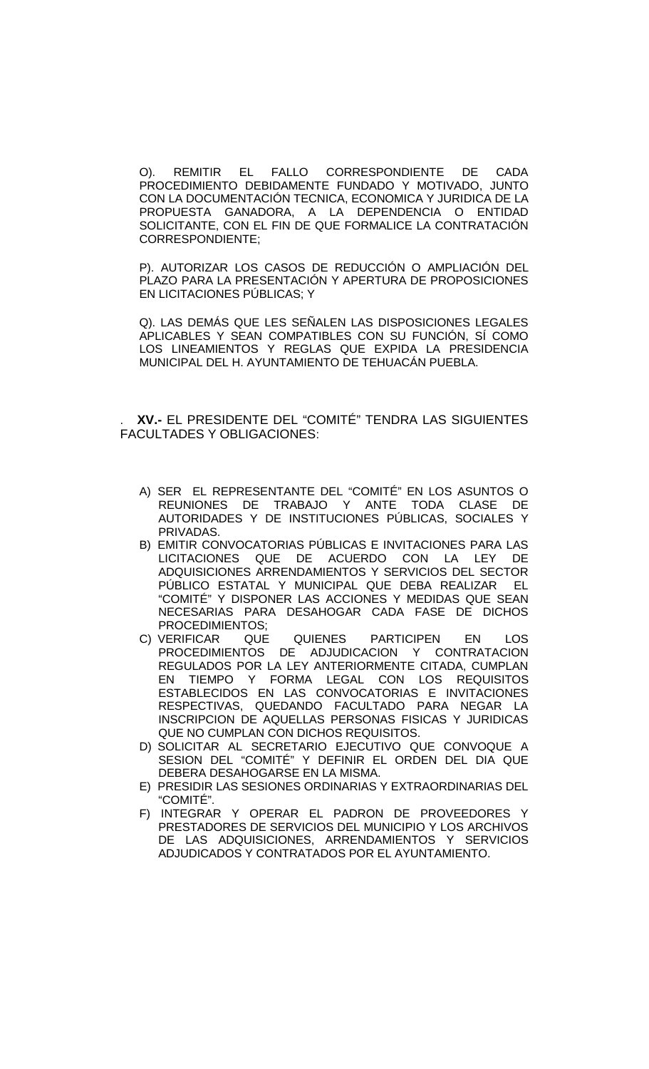O). REMITIR EL FALLO CORRESPONDIENTE DE CADA PROCEDIMIENTO DEBIDAMENTE FUNDADO Y MOTIVADO, JUNTO CON LA DOCUMENTACIÓN TECNICA, ECONOMICA Y JURIDICA DE LA PROPUESTA GANADORA, A LA DEPENDENCIA O ENTIDAD SOLICITANTE, CON EL FIN DE QUE FORMALICE LA CONTRATACIÓN CORRESPONDIENTE;

P). AUTORIZAR LOS CASOS DE REDUCCIÓN O AMPLIACIÓN DEL PLAZO PARA LA PRESENTACIÓN Y APERTURA DE PROPOSICIONES EN LICITACIONES PÚBLICAS; Y

Q). LAS DEMÁS QUE LES SEÑALEN LAS DISPOSICIONES LEGALES APLICABLES Y SEAN COMPATIBLES CON SU FUNCIÓN, SÍ COMO LOS LINEAMIENTOS Y REGLAS QUE EXPIDA LA PRESIDENCIA MUNICIPAL DEL H. AYUNTAMIENTO DE TEHUACÁN PUEBLA.

. **XV.-** EL PRESIDENTE DEL "COMITÉ" TENDRA LAS SIGUIENTES FACULTADES Y OBLIGACIONES:

A) SER EL REPRESENTANTE DEL "COMITÉ" EN LOS ASUNTOS O REUNIONES DE TRABAJO Y ANTE TODA CLASE DE AUTORIDADES Y DE INSTITUCIONES PÚBLICAS, SOCIALES Y PRIVADAS.

B) EMITIR CONVOCATORIAS PÚBLICAS E INVITACIONES PARA LAS LICITACIONES QUE DE ACUERDO CON LA LEY DE ADQUISICIONES ARRENDAMIENTOS Y SERVICIOS DEL SECTOR PÚBLICO ESTATAL Y MUNICIPAL QUE DEBA REALIZAR EL "COMITÉ" Y DISPONER LAS ACCIONES Y MEDIDAS QUE SEAN NECESARIAS PARA DESAHOGAR CADA FASE DE DICHOS PROCEDIMIENTOS;

C) VERIFICAR QUE QUIENES PARTICIPEN EN LOS PROCEDIMIENTOS DE ADJUDICACION Y CONTRATACION REGULADOS POR LA LEY ANTERIORMENTE CITADA, CUMPLAN EN TIEMPO Y FORMA LEGAL CON LOS REQUISITOS ESTABLECIDOS EN LAS CONVOCATORIAS E INVITACIONES RESPECTIVAS, QUEDANDO FACULTADO PARA NEGAR LA INSCRIPCION DE AQUELLAS PERSONAS FISICAS Y JURIDICAS QUE NO CUMPLAN CON DICHOS REQUISITOS.

D) SOLICITAR AL SECRETARIO EJECUTIVO QUE CONVOQUE A SESION DEL "COMITÉ" Y DEFINIR EL ORDEN DEL DIA QUE DEBERA DESAHOGARSE EN LA MISMA.

E) PRESIDIR LAS SESIONES ORDINARIAS Y EXTRAORDINARIAS DEL "COMITÉ".

F) INTEGRAR Y OPERAR EL PADRON DE PROVEEDORES Y PRESTADORES DE SERVICIOS DEL MUNICIPIO Y LOS ARCHIVOS DE LAS ADQUISICIONES, ARRENDAMIENTOS Y SERVICIOS ADJUDICADOS Y CONTRATADOS POR EL AYUNTAMIENTO.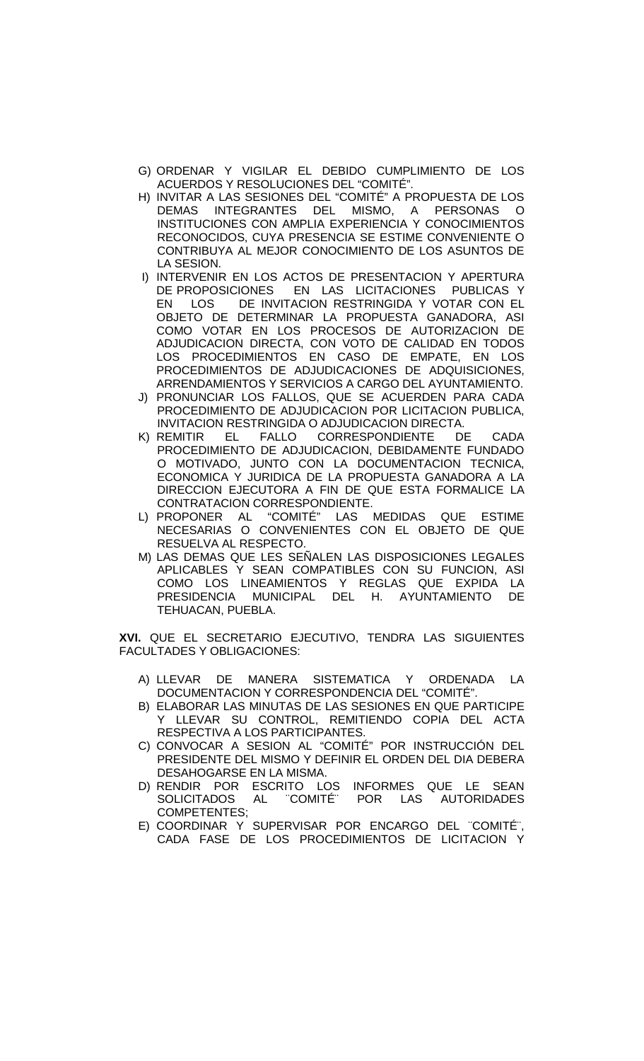G) ORDENAR Y VIGILAR EL DEBIDO CUMPLIMIENTO DE LOS ACUERDOS Y RESOLUCIONES DEL "COMITÉ".
H) INVITAR A LAS SESIONES DEL "COMITÉ" A PROPUESTA DE LOS DEMAS INTEGRANTES DEL MISMO, A PERSONAS O INSTITUCIONES CON AMPLIA EXPERIENCIA Y CONOCIMIENTOS RECONOCIDOS, CUYA PRESENCIA SE ESTIME CONVENIENTE O CONTRIBUYA AL MEJOR CONOCIMIENTO DE LOS ASUNTOS DE LA SESION.
I) INTERVENIR EN LOS ACTOS DE PRESENTACION Y APERTURA DE PROPOSICIONES EN LAS LICITACIONES PUBLICAS Y EN LOS DE INVITACION RESTRINGIDA Y VOTAR CON EL OBJETO DE DETERMINAR LA PROPUESTA GANADORA, ASI COMO VOTAR EN LOS PROCESOS DE AUTORIZACION DE ADJUDICACION DIRECTA, CON VOTO DE CALIDAD EN TODOS LOS PROCEDIMIENTOS EN CASO DE EMPATE, EN LOS PROCEDIMIENTOS DE ADJUDICACIONES DE ADQUISICIONES, ARRENDAMIENTOS Y SERVICIOS A CARGO DEL AYUNTAMIENTO.
J) PRONUNCIAR LOS FALLOS, QUE SE ACUERDEN PARA CADA PROCEDIMIENTO DE ADJUDICACION POR LICITACION PUBLICA, INVITACION RESTRINGIDA O ADJUDICACION DIRECTA.
K) REMITIR EL FALLO CORRESPONDIENTE DE CADA PROCEDIMIENTO DE ADJUDICACION, DEBIDAMENTE FUNDADO O MOTIVADO, JUNTO CON LA DOCUMENTACION TECNICA, ECONOMICA Y JURIDICA DE LA PROPUESTA GANADORA A LA DIRECCION EJECUTORA A FIN DE QUE ESTA FORMALICE LA CONTRATACION CORRESPONDIENTE.
L) PROPONER AL "COMITÉ" LAS MEDIDAS QUE ESTIME NECESARIAS O CONVENIENTES CON EL OBJETO DE QUE RESUELVA AL RESPECTO.
M) LAS DEMAS QUE LES SEÑALEN LAS DISPOSICIONES LEGALES APLICABLES Y SEAN COMPATIBLES CON SU FUNCION, ASI COMO LOS LINEAMIENTOS Y REGLAS QUE EXPIDA LA PRESIDENCIA MUNICIPAL DEL H. AYUNTAMIENTO DE TEHUACAN, PUEBLA.

**XVI.** QUE EL SECRETARIO EJECUTIVO, TENDRA LAS SIGUIENTES FACULTADES Y OBLIGACIONES:

A) LLEVAR DE MANERA SISTEMATICA Y ORDENADA LA DOCUMENTACION Y CORRESPONDENCIA DEL "COMITÉ".
B) ELABORAR LAS MINUTAS DE LAS SESIONES EN QUE PARTICIPE Y LLEVAR SU CONTROL, REMITIENDO COPIA DEL ACTA RESPECTIVA A LOS PARTICIPANTES.
C) CONVOCAR A SESION AL "COMITÉ" POR INSTRUCCIÓN DEL PRESIDENTE DEL MISMO Y DEFINIR EL ORDEN DEL DIA DEBERA DESAHOGARSE EN LA MISMA.
D) RENDIR POR ESCRITO LOS INFORMES QUE LE SEAN SOLICITADOS AL ¨COMITÉ¨ POR LAS AUTORIDADES COMPETENTES;
E) COORDINAR Y SUPERVISAR POR ENCARGO DEL ¨COMITÉ¨, CADA FASE DE LOS PROCEDIMIENTOS DE LICITACION Y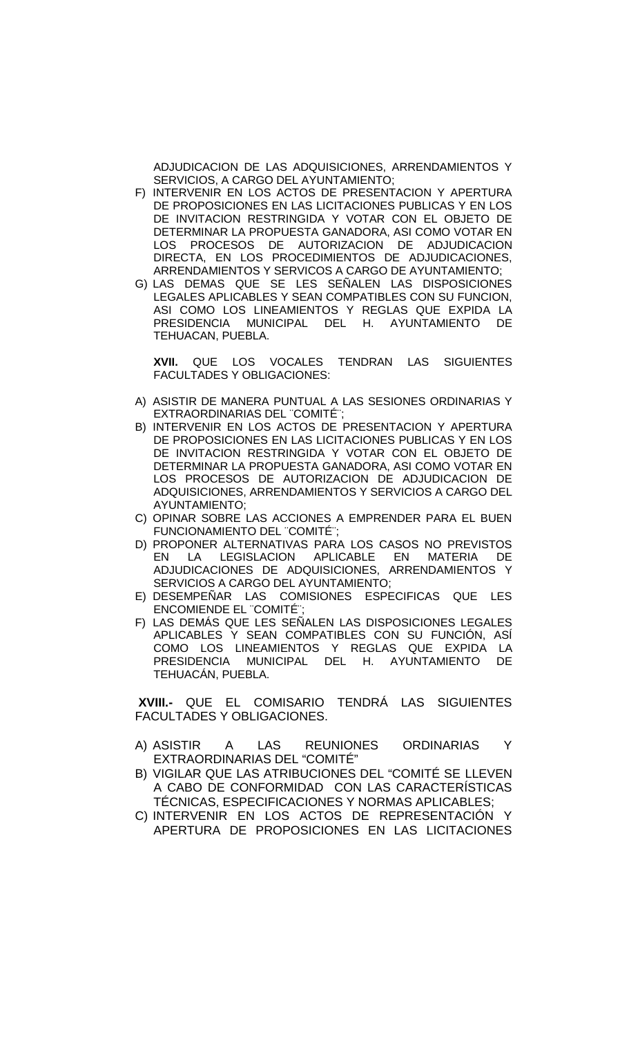ADJUDICACION DE LAS ADQUISICIONES, ARRENDAMIENTOS Y SERVICIOS, A CARGO DEL AYUNTAMIENTO;

F) INTERVENIR EN LOS ACTOS DE PRESENTACION Y APERTURA DE PROPOSICIONES EN LAS LICITACIONES PUBLICAS Y EN LOS DE INVITACION RESTRINGIDA Y VOTAR CON EL OBJETO DE DETERMINAR LA PROPUESTA GANADORA, ASI COMO VOTAR EN LOS PROCESOS DE AUTORIZACION DE ADJUDICACION DIRECTA, EN LOS PROCEDIMIENTOS DE ADJUDICACIONES, ARRENDAMIENTOS Y SERVICOS A CARGO DE AYUNTAMIENTO;

G) LAS DEMAS QUE SE LES SEÑALEN LAS DISPOSICIONES LEGALES APLICABLES Y SEAN COMPATIBLES CON SU FUNCION, ASI COMO LOS LINEAMIENTOS Y REGLAS QUE EXPIDA LA PRESIDENCIA MUNICIPAL DEL H. AYUNTAMIENTO DE TEHUACAN, PUEBLA.

**XVII.** QUE LOS VOCALES TENDRAN LAS SIGUIENTES FACULTADES Y OBLIGACIONES:

A) ASISTIR DE MANERA PUNTUAL A LAS SESIONES ORDINARIAS Y EXTRAORDINARIAS DEL ¨COMITÉ¨;

B) INTERVENIR EN LOS ACTOS DE PRESENTACION Y APERTURA DE PROPOSICIONES EN LAS LICITACIONES PUBLICAS Y EN LOS DE INVITACION RESTRINGIDA Y VOTAR CON EL OBJETO DE DETERMINAR LA PROPUESTA GANADORA, ASI COMO VOTAR EN LOS PROCESOS DE AUTORIZACION DE ADJUDICACION DE ADQUISICIONES, ARRENDAMIENTOS Y SERVICIOS A CARGO DEL AYUNTAMIENTO;

C) OPINAR SOBRE LAS ACCIONES A EMPRENDER PARA EL BUEN FUNCIONAMIENTO DEL ¨COMITÉ¨;

D) PROPONER ALTERNATIVAS PARA LOS CASOS NO PREVISTOS EN LA LEGISLACION APLICABLE EN MATERIA DE ADJUDICACIONES DE ADQUISICIONES, ARRENDAMIENTOS Y SERVICIOS A CARGO DEL AYUNTAMIENTO;

E) DESEMPEÑAR LAS COMISIONES ESPECIFICAS QUE LES ENCOMIENDE EL ¨COMITÉ¨;

F) LAS DEMÁS QUE LES SEÑALEN LAS DISPOSICIONES LEGALES APLICABLES Y SEAN COMPATIBLES CON SU FUNCIÓN, ASÍ COMO LOS LINEAMIENTOS Y REGLAS QUE EXPIDA LA PRESIDENCIA MUNICIPAL DEL H. AYUNTAMIENTO DE TEHUACÁN, PUEBLA.

**XVIII.-** QUE EL COMISARIO TENDRÁ LAS SIGUIENTES FACULTADES Y OBLIGACIONES.

A) ASISTIR A LAS REUNIONES ORDINARIAS Y EXTRAORDINARIAS DEL "COMITÉ"

B) VIGILAR QUE LAS ATRIBUCIONES DEL "COMITÉ SE LLEVEN A CABO DE CONFORMIDAD CON LAS CARACTERÍSTICAS TÉCNICAS, ESPECIFICACIONES Y NORMAS APLICABLES;

C) INTERVENIR EN LOS ACTOS DE REPRESENTACIÓN Y APERTURA DE PROPOSICIONES EN LAS LICITACIONES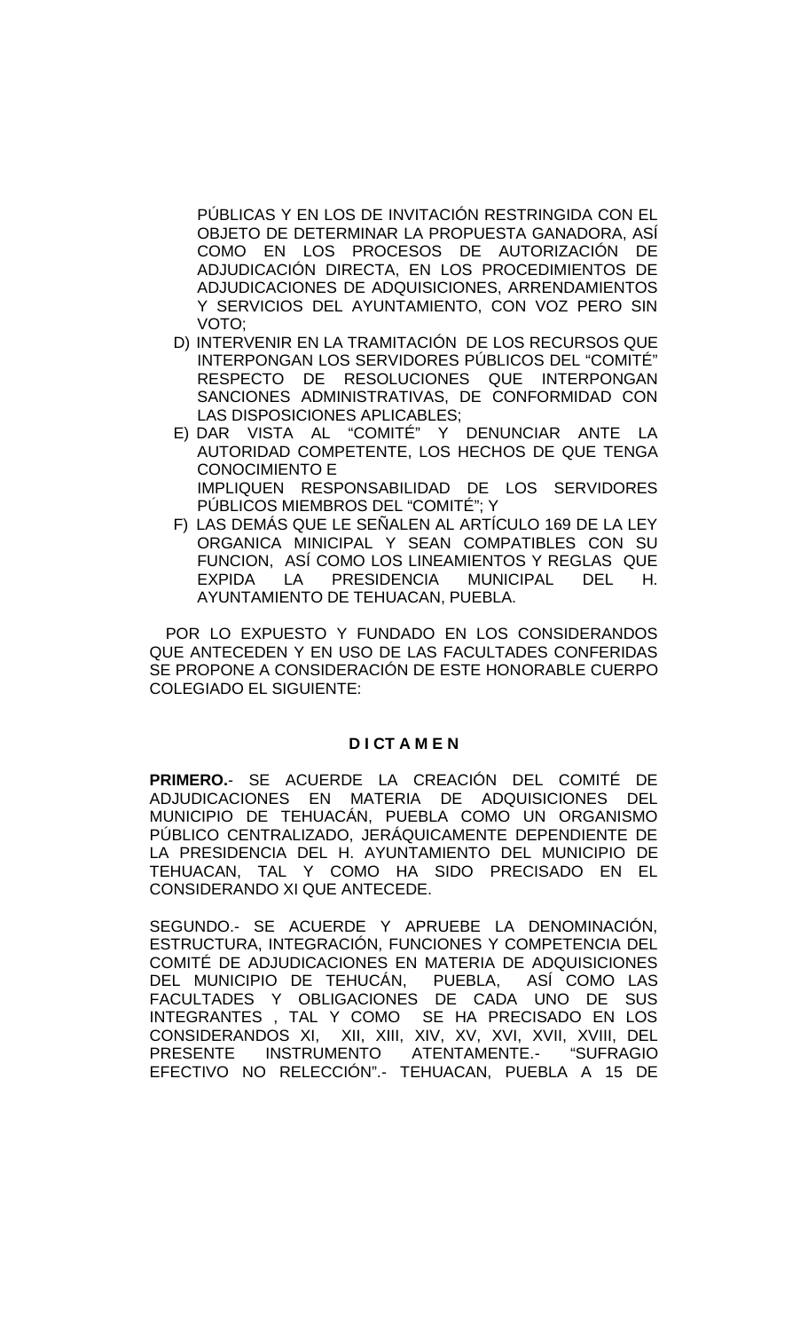PÚBLICAS Y EN LOS DE INVITACIÓN RESTRINGIDA CON EL OBJETO DE DETERMINAR LA PROPUESTA GANADORA, ASÍ COMO EN LOS PROCESOS DE AUTORIZACIÓN DE ADJUDICACIÓN DIRECTA, EN LOS PROCEDIMIENTOS DE ADJUDICACIONES DE ADQUISICIONES, ARRENDAMIENTOS Y SERVICIOS DEL AYUNTAMIENTO, CON VOZ PERO SIN VOTO;

D) INTERVENIR EN LA TRAMITACIÓN DE LOS RECURSOS QUE INTERPONGAN LOS SERVIDORES PÚBLICOS DEL "COMITÉ" RESPECTO DE RESOLUCIONES QUE INTERPONGAN SANCIONES ADMINISTRATIVAS, DE CONFORMIDAD CON LAS DISPOSICIONES APLICABLES;

E) DAR VISTA AL "COMITÉ" Y DENUNCIAR ANTE LA AUTORIDAD COMPETENTE, LOS HECHOS DE QUE TENGA CONOCIMIENTO E IMPLIQUEN RESPONSABILIDAD DE LOS SERVIDORES PÚBLICOS MIEMBROS DEL "COMITÉ"; Y

F) LAS DEMÁS QUE LE SEÑALEN AL ARTÍCULO 169 DE LA LEY ORGANICA MINICIPAL Y SEAN COMPATIBLES CON SU FUNCION, ASÍ COMO LOS LINEAMIENTOS Y REGLAS QUE EXPIDA LA PRESIDENCIA MUNICIPAL DEL H. AYUNTAMIENTO DE TEHUACAN, PUEBLA.

POR LO EXPUESTO Y FUNDADO EN LOS CONSIDERANDOS QUE ANTECEDEN Y EN USO DE LAS FACULTADES CONFERIDAS SE PROPONE A CONSIDERACIÓN DE ESTE HONORABLE CUERPO COLEGIADO EL SIGUIENTE:

**D I CT A M E N**

**PRIMERO.**- SE ACUERDE LA CREACIÓN DEL COMITÉ DE ADJUDICACIONES EN MATERIA DE ADQUISICIONES DEL MUNICIPIO DE TEHUACÁN, PUEBLA COMO UN ORGANISMO PÚBLICO CENTRALIZADO, JERÁQUICAMENTE DEPENDIENTE DE LA PRESIDENCIA DEL H. AYUNTAMIENTO DEL MUNICIPIO DE TEHUACAN, TAL Y COMO HA SIDO PRECISADO EN EL CONSIDERANDO XI QUE ANTECEDE.

SEGUNDO.- SE ACUERDE Y APRUEBE LA DENOMINACIÓN, ESTRUCTURA, INTEGRACIÓN, FUNCIONES Y COMPETENCIA DEL COMITÉ DE ADJUDICACIONES EN MATERIA DE ADQUISICIONES DEL MUNICIPIO DE TEHUCÁN, PUEBLA, ASÍ COMO LAS FACULTADES Y OBLIGACIONES DE CADA UNO DE SUS INTEGRANTES , TAL Y COMO SE HA PRECISADO EN LOS CONSIDERANDOS XI, XII, XIII, XIV, XV, XVI, XVII, XVIII, DEL PRESENTE INSTRUMENTO ATENTAMENTE.- "SUFRAGIO EFECTIVO NO RELECCIÓN".- TEHUACAN, PUEBLA A 15 DE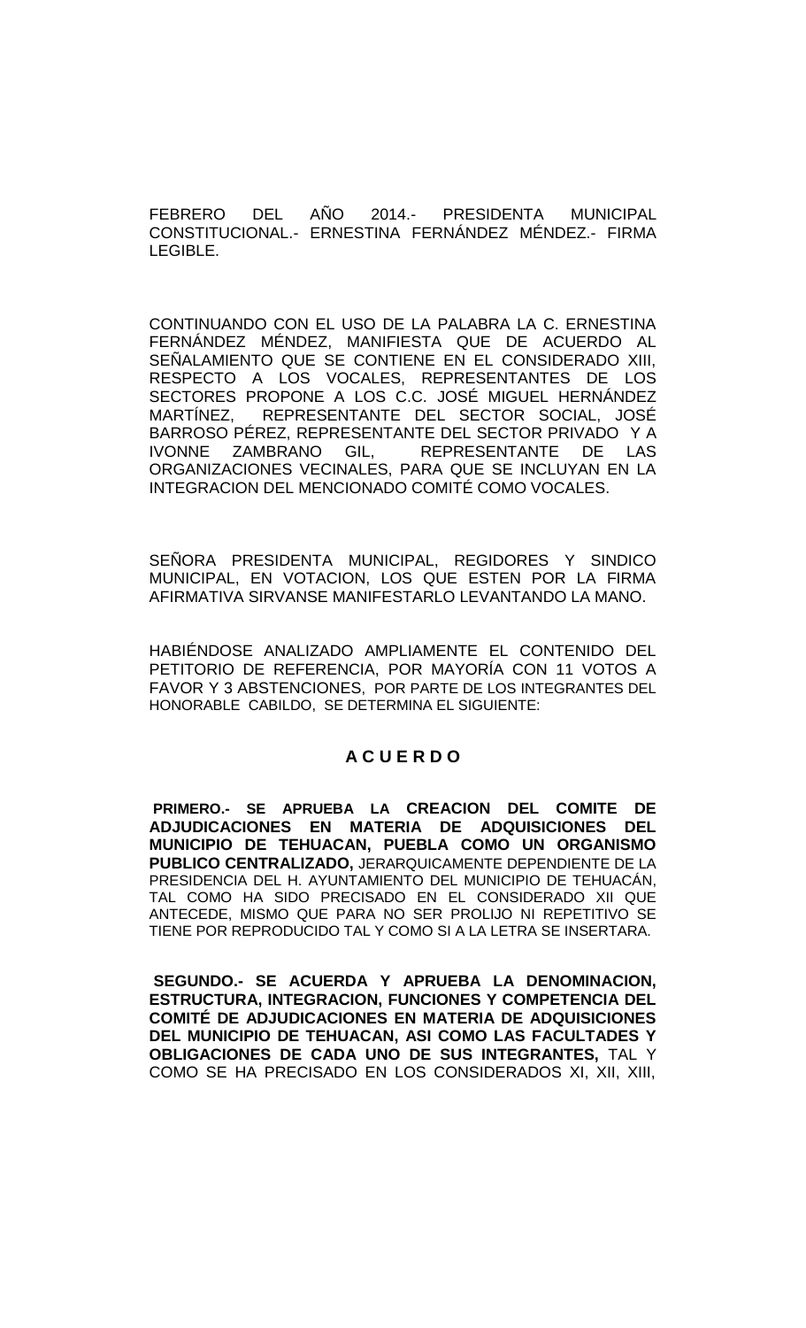FEBRERO DEL AÑO 2014.- PRESIDENTA MUNICIPAL CONSTITUCIONAL.- ERNESTINA FERNÁNDEZ MÉNDEZ.- FIRMA LEGIBLE.

CONTINUANDO CON EL USO DE LA PALABRA LA C. ERNESTINA FERNÁNDEZ MÉNDEZ, MANIFIESTA QUE DE ACUERDO AL SEÑALAMIENTO QUE SE CONTIENE EN EL CONSIDERADO XIII, RESPECTO A LOS VOCALES, REPRESENTANTES DE LOS SECTORES PROPONE A LOS C.C. JOSÉ MIGUEL HERNÁNDEZ MARTÍNEZ, REPRESENTANTE DEL SECTOR SOCIAL, JOSÉ BARROSO PÉREZ, REPRESENTANTE DEL SECTOR PRIVADO Y A IVONNE ZAMBRANO GIL, REPRESENTANTE DE LAS ORGANIZACIONES VECINALES, PARA QUE SE INCLUYAN EN LA INTEGRACION DEL MENCIONADO COMITÉ COMO VOCALES.

SEÑORA PRESIDENTA MUNICIPAL, REGIDORES Y SINDICO MUNICIPAL, EN VOTACION, LOS QUE ESTEN POR LA FIRMA AFIRMATIVA SIRVANSE MANIFESTARLO LEVANTANDO LA MANO.

HABIÉNDOSE ANALIZADO AMPLIAMENTE EL CONTENIDO DEL PETITORIO DE REFERENCIA, POR MAYORÍA CON 11 VOTOS A FAVOR Y 3 ABSTENCIONES, POR PARTE DE LOS INTEGRANTES DEL HONORABLE CABILDO, SE DETERMINA EL SIGUIENTE:

## A C U E R D O

**PRIMERO.- SE APRUEBA LA CREACION DEL COMITE DE ADJUDICACIONES EN MATERIA DE ADQUISICIONES DEL MUNICIPIO DE TEHUACAN, PUEBLA COMO UN ORGANISMO PUBLICO CENTRALIZADO,** JERARQUICAMENTE DEPENDIENTE DE LA PRESIDENCIA DEL H. AYUNTAMIENTO DEL MUNICIPIO DE TEHUACÁN, TAL COMO HA SIDO PRECISADO EN EL CONSIDERADO XII QUE ANTECEDE, MISMO QUE PARA NO SER PROLIJO NI REPETITIVO SE TIENE POR REPRODUCIDO TAL Y COMO SI A LA LETRA SE INSERTARA.

**SEGUNDO.- SE ACUERDA Y APRUEBA LA DENOMINACION, ESTRUCTURA, INTEGRACION, FUNCIONES Y COMPETENCIA DEL COMITÉ DE ADJUDICACIONES EN MATERIA DE ADQUISICIONES DEL MUNICIPIO DE TEHUACAN, ASI COMO LAS FACULTADES Y OBLIGACIONES DE CADA UNO DE SUS INTEGRANTES,** TAL Y COMO SE HA PRECISADO EN LOS CONSIDERADOS XI, XII, XIII,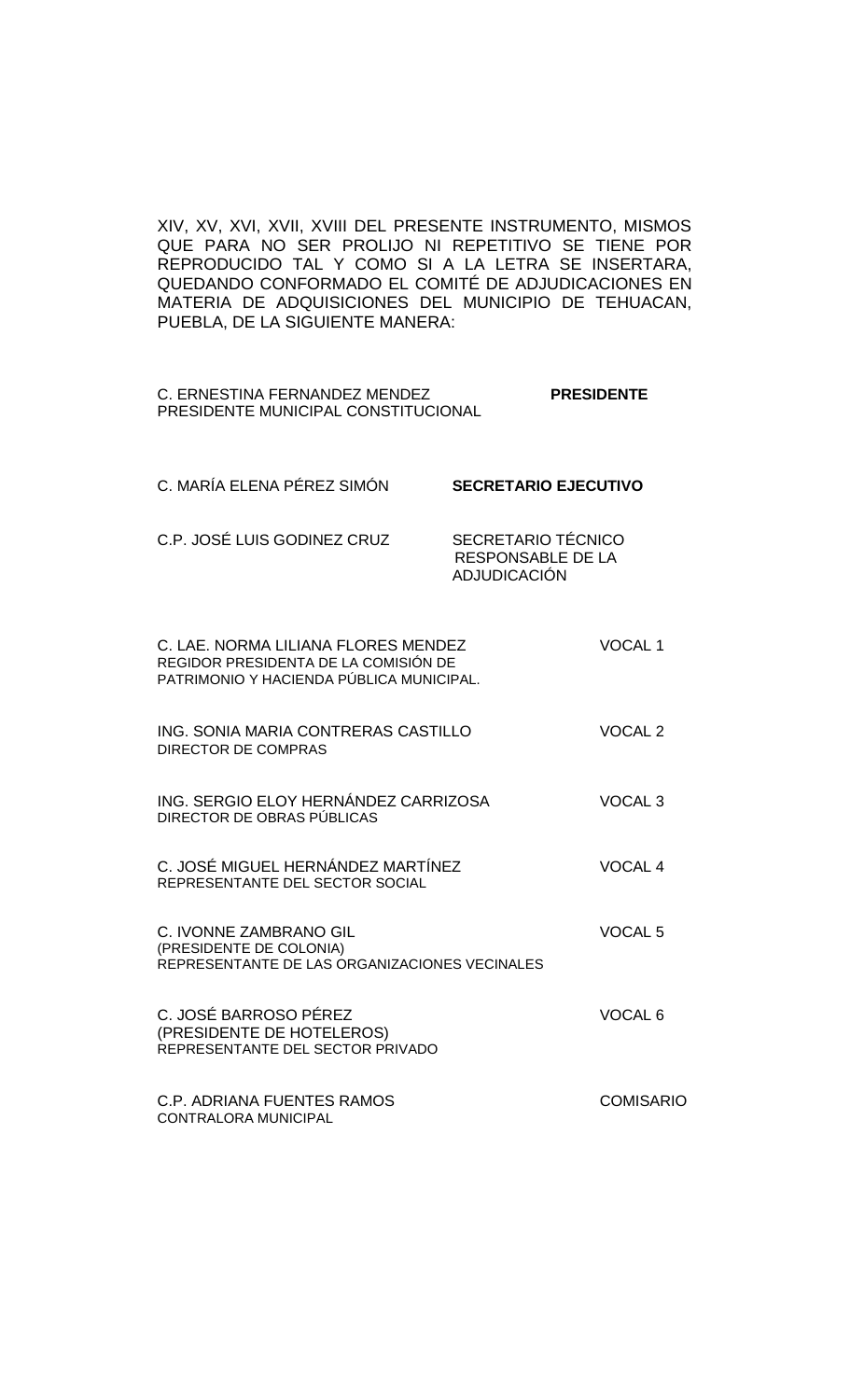XIV, XV, XVI, XVII, XVIII DEL PRESENTE INSTRUMENTO, MISMOS QUE PARA NO SER PROLIJO NI REPETITIVO SE TIENE POR REPRODUCIDO TAL Y COMO SI A LA LETRA SE INSERTARA, QUEDANDO CONFORMADO EL COMITÉ DE ADJUDICACIONES EN MATERIA DE ADQUISICIONES DEL MUNICIPIO DE TEHUACAN, PUEBLA, DE LA SIGUIENTE MANERA:

| | |
|---|---|
| C. ERNESTINA FERNANDEZ MENDEZ<br>PRESIDENTE MUNICIPAL CONSTITUCIONAL | **PRESIDENTE** |
| C. MARÍA ELENA PÉREZ SIMÓN | **SECRETARIO EJECUTIVO** |
| C.P. JOSÉ LUIS GODINEZ CRUZ | SECRETARIO TÉCNICO RESPONSABLE DE LA ADJUDICACIÓN |
| C. LAE. NORMA LILIANA FLORES MENDEZ<br>REGIDOR PRESIDENTA DE LA COMISIÓN DE PATRIMONIO Y HACIENDA PÚBLICA MUNICIPAL. | VOCAL 1 |
| ING. SONIA MARIA CONTRERAS CASTILLO<br>DIRECTOR DE COMPRAS | VOCAL 2 |
| ING. SERGIO ELOY HERNÁNDEZ CARRIZOSA<br>DIRECTOR DE OBRAS PÚBLICAS | VOCAL 3 |
| C. JOSÉ MIGUEL HERNÁNDEZ MARTÍNEZ<br>REPRESENTANTE DEL SECTOR SOCIAL | VOCAL 4 |
| C. IVONNE ZAMBRANO GIL<br>(PRESIDENTE DE COLONIA)<br>REPRESENTANTE DE LAS ORGANIZACIONES VECINALES | VOCAL 5 |
| C. JOSÉ BARROSO PÉREZ<br>(PRESIDENTE DE HOTELEROS)<br>REPRESENTANTE DEL SECTOR PRIVADO | VOCAL 6 |
| C.P. ADRIANA FUENTES RAMOS<br>CONTRALORA MUNICIPAL | COMISARIO |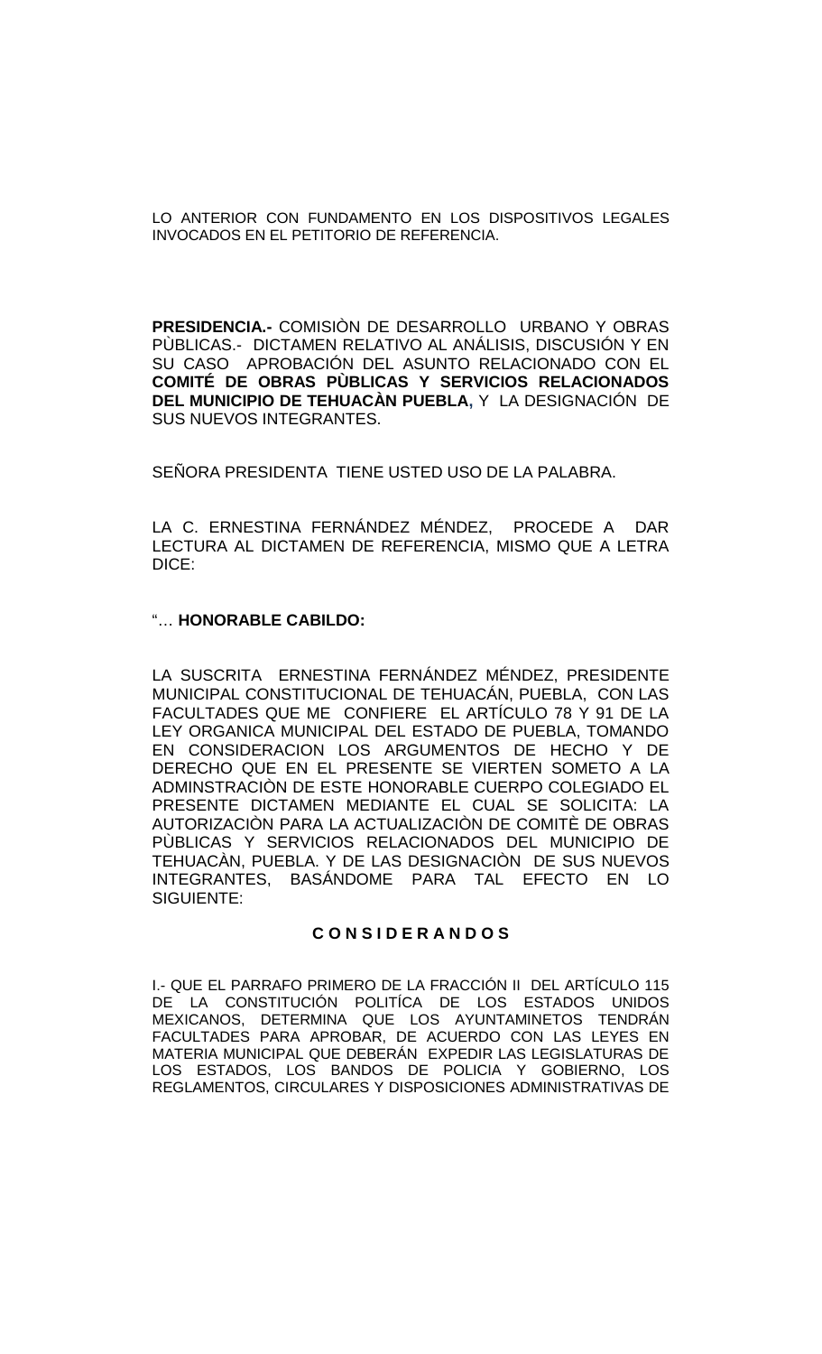LO ANTERIOR CON FUNDAMENTO EN LOS DISPOSITIVOS LEGALES INVOCADOS EN EL PETITORIO DE REFERENCIA.

**PRESIDENCIA.-** COMISIÒN DE DESARROLLO URBANO Y OBRAS PÙBLICAS.- DICTAMEN RELATIVO AL ANÁLISIS, DISCUSIÓN Y EN SU CASO APROBACIÓN DEL ASUNTO RELACIONADO CON EL **COMITÉ DE OBRAS PÙBLICAS Y SERVICIOS RELACIONADOS DEL MUNICIPIO DE TEHUACÀN PUEBLA,** Y LA DESIGNACIÓN DE SUS NUEVOS INTEGRANTES.

SEÑORA PRESIDENTA TIENE USTED USO DE LA PALABRA.

LA C. ERNESTINA FERNÁNDEZ MÉNDEZ, PROCEDE A DAR LECTURA AL DICTAMEN DE REFERENCIA, MISMO QUE A LETRA DICE:

"… **HONORABLE CABILDO:**

LA SUSCRITA ERNESTINA FERNÁNDEZ MÉNDEZ, PRESIDENTE MUNICIPAL CONSTITUCIONAL DE TEHUACÁN, PUEBLA, CON LAS FACULTADES QUE ME CONFIERE EL ARTÍCULO 78 Y 91 DE LA LEY ORGANICA MUNICIPAL DEL ESTADO DE PUEBLA, TOMANDO EN CONSIDERACION LOS ARGUMENTOS DE HECHO Y DE DERECHO QUE EN EL PRESENTE SE VIERTEN SOMETO A LA ADMINSTRACIÒN DE ESTE HONORABLE CUERPO COLEGIADO EL PRESENTE DICTAMEN MEDIANTE EL CUAL SE SOLICITA: LA AUTORIZACIÒN PARA LA ACTUALIZACIÒN DE COMITÈ DE OBRAS PÙBLICAS Y SERVICIOS RELACIONADOS DEL MUNICIPIO DE TEHUACÀN, PUEBLA. Y DE LAS DESIGNACIÒN DE SUS NUEVOS INTEGRANTES, BASÁNDOME PARA TAL EFECTO EN LO SIGUIENTE:

**C O N S I D E R A N D O S**

I.- QUE EL PARRAFO PRIMERO DE LA FRACCIÓN II DEL ARTÍCULO 115 DE LA CONSTITUCIÓN POLITÍCA DE LOS ESTADOS UNIDOS MEXICANOS, DETERMINA QUE LOS AYUNTAMINETOS TENDRÁN FACULTADES PARA APROBAR, DE ACUERDO CON LAS LEYES EN MATERIA MUNICIPAL QUE DEBERÁN EXPEDIR LAS LEGISLATURAS DE LOS ESTADOS, LOS BANDOS DE POLICIA Y GOBIERNO, LOS REGLAMENTOS, CIRCULARES Y DISPOSICIONES ADMINISTRATIVAS DE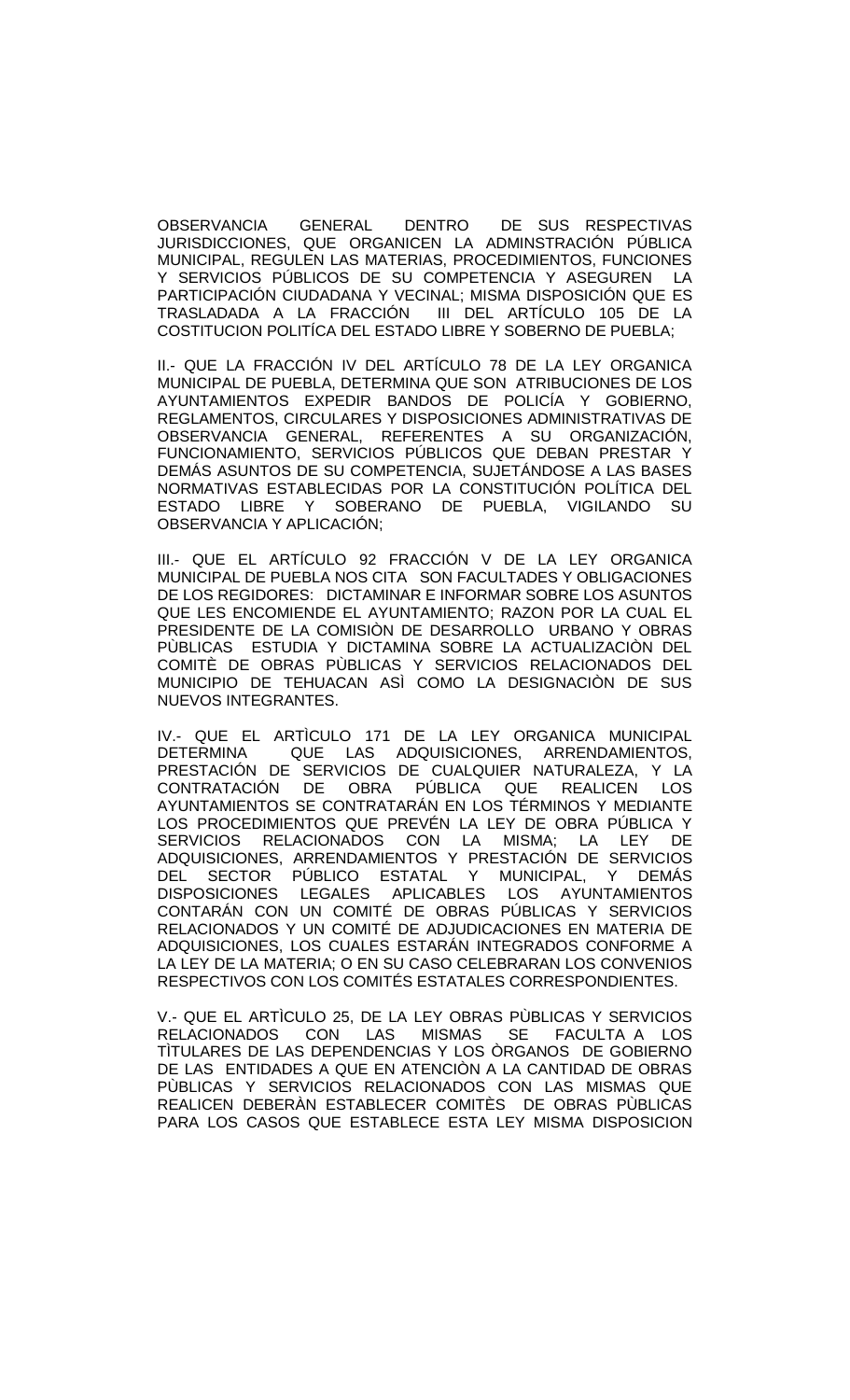OBSERVANCIA GENERAL DENTRO DE SUS RESPECTIVAS JURISDICCIONES, QUE ORGANICEN LA ADMINSTRACIÓN PÚBLICA MUNICIPAL, REGULEN LAS MATERIAS, PROCEDIMIENTOS, FUNCIONES Y SERVICIOS PÚBLICOS DE SU COMPETENCIA Y ASEGUREN LA PARTICIPACIÓN CIUDADANA Y VECINAL; MISMA DISPOSICIÓN QUE ES TRASLADADA A LA FRACCIÓN III DEL ARTÍCULO 105 DE LA COSTITUCION POLITÍCA DEL ESTADO LIBRE Y SOBERNO DE PUEBLA;

II.- QUE LA FRACCIÓN IV DEL ARTÍCULO 78 DE LA LEY ORGANICA MUNICIPAL DE PUEBLA, DETERMINA QUE SON ATRIBUCIONES DE LOS AYUNTAMIENTOS EXPEDIR BANDOS DE POLICÍA Y GOBIERNO, REGLAMENTOS, CIRCULARES Y DISPOSICIONES ADMINISTRATIVAS DE OBSERVANCIA GENERAL, REFERENTES A SU ORGANIZACIÓN, FUNCIONAMIENTO, SERVICIOS PÚBLICOS QUE DEBAN PRESTAR Y DEMÁS ASUNTOS DE SU COMPETENCIA, SUJETÁNDOSE A LAS BASES NORMATIVAS ESTABLECIDAS POR LA CONSTITUCIÓN POLÍTICA DEL ESTADO LIBRE Y SOBERANO DE PUEBLA, VIGILANDO SU OBSERVANCIA Y APLICACIÓN;

III.- QUE EL ARTÍCULO 92 FRACCIÓN V DE LA LEY ORGANICA MUNICIPAL DE PUEBLA NOS CITA SON FACULTADES Y OBLIGACIONES DE LOS REGIDORES: DICTAMINAR E INFORMAR SOBRE LOS ASUNTOS QUE LES ENCOMIENDE EL AYUNTAMIENTO; RAZON POR LA CUAL EL PRESIDENTE DE LA COMISIÒN DE DESARROLLO URBANO Y OBRAS PÙBLICAS ESTUDIA Y DICTAMINA SOBRE LA ACTUALIZACIÒN DEL COMITÈ DE OBRAS PÙBLICAS Y SERVICIOS RELACIONADOS DEL MUNICIPIO DE TEHUACAN ASÌ COMO LA DESIGNACIÒN DE SUS NUEVOS INTEGRANTES.

IV.- QUE EL ARTÌCULO 171 DE LA LEY ORGANICA MUNICIPAL DETERMINA QUE LAS ADQUISICIONES, ARRENDAMIENTOS, PRESTACIÓN DE SERVICIOS DE CUALQUIER NATURALEZA, Y LA CONTRATACIÓN DE OBRA PÚBLICA QUE REALICEN LOS AYUNTAMIENTOS SE CONTRATARÁN EN LOS TÉRMINOS Y MEDIANTE LOS PROCEDIMIENTOS QUE PREVÉN LA LEY DE OBRA PÚBLICA Y SERVICIOS RELACIONADOS CON LA MISMA; LA LEY DE ADQUISICIONES, ARRENDAMIENTOS Y PRESTACIÓN DE SERVICIOS DEL SECTOR PÚBLICO ESTATAL Y MUNICIPAL, Y DEMÁS DISPOSICIONES LEGALES APLICABLES LOS AYUNTAMIENTOS CONTARÁN CON UN COMITÉ DE OBRAS PÚBLICAS Y SERVICIOS RELACIONADOS Y UN COMITÉ DE ADJUDICACIONES EN MATERIA DE ADQUISICIONES, LOS CUALES ESTARÁN INTEGRADOS CONFORME A LA LEY DE LA MATERIA; O EN SU CASO CELEBRARAN LOS CONVENIOS RESPECTIVOS CON LOS COMITÉS ESTATALES CORRESPONDIENTES.

V.- QUE EL ARTÌCULO 25, DE LA LEY OBRAS PÙBLICAS Y SERVICIOS RELACIONADOS CON LAS MISMAS SE FACULTA A LOS TÌTULARES DE LAS DEPENDENCIAS Y LOS ÒRGANOS DE GOBIERNO DE LAS ENTIDADES A QUE EN ATENCIÒN A LA CANTIDAD DE OBRAS PÙBLICAS Y SERVICIOS RELACIONADOS CON LAS MISMAS QUE REALICEN DEBERÀN ESTABLECER COMITÈS DE OBRAS PÙBLICAS PARA LOS CASOS QUE ESTABLECE ESTA LEY MISMA DISPOSICION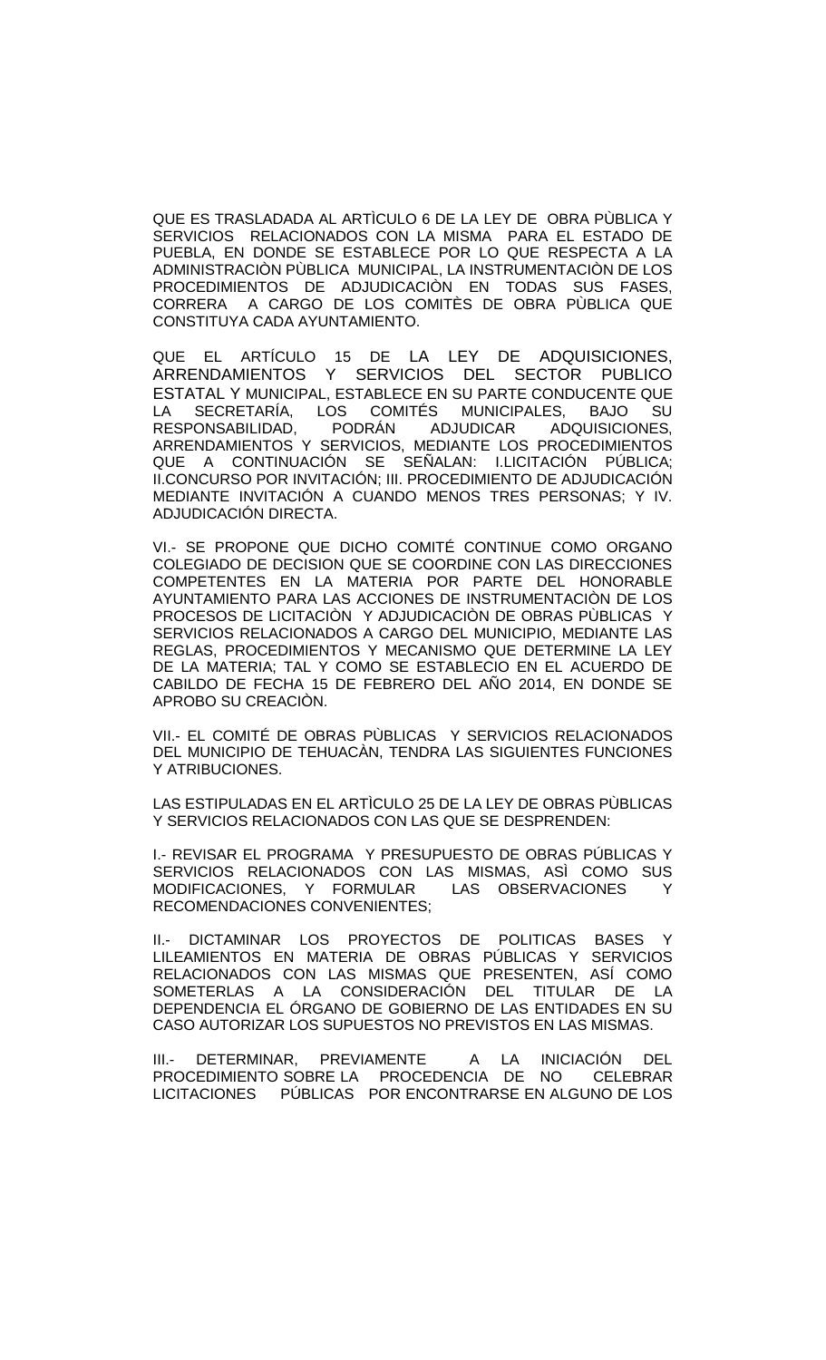QUE ES TRASLADADA AL ARTÌCULO 6 DE LA LEY DE OBRA PÙBLICA Y SERVICIOS RELACIONADOS CON LA MISMA PARA EL ESTADO DE PUEBLA, EN DONDE SE ESTABLECE POR LO QUE RESPECTA A LA ADMINISTRACIÒN PÙBLICA MUNICIPAL, LA INSTRUMENTACIÒN DE LOS PROCEDIMIENTOS DE ADJUDICACIÒN EN TODAS SUS FASES, CORRERA A CARGO DE LOS COMITÈS DE OBRA PÙBLICA QUE CONSTITUYA CADA AYUNTAMIENTO.

QUE EL ARTÍCULO 15 DE LA LEY DE ADQUISICIONES, ARRENDAMIENTOS Y SERVICIOS DEL SECTOR PUBLICO ESTATAL Y MUNICIPAL, ESTABLECE EN SU PARTE CONDUCENTE QUE LA SECRETARÍA, LOS COMITÉS MUNICIPALES, BAJO SU RESPONSABILIDAD, PODRÁN ADJUDICAR ADQUISICIONES, ARRENDAMIENTOS Y SERVICIOS, MEDIANTE LOS PROCEDIMIENTOS QUE A CONTINUACIÓN SE SEÑALAN: I.LICITACIÓN PÚBLICA; II.CONCURSO POR INVITACIÓN; III. PROCEDIMIENTO DE ADJUDICACIÓN MEDIANTE INVITACIÓN A CUANDO MENOS TRES PERSONAS; Y IV. ADJUDICACIÓN DIRECTA.

VI.- SE PROPONE QUE DICHO COMITÉ CONTINUE COMO ORGANO COLEGIADO DE DECISION QUE SE COORDINE CON LAS DIRECCIONES COMPETENTES EN LA MATERIA POR PARTE DEL HONORABLE AYUNTAMIENTO PARA LAS ACCIONES DE INSTRUMENTACIÒN DE LOS PROCESOS DE LICITACIÒN Y ADJUDICACIÒN DE OBRAS PÙBLICAS Y SERVICIOS RELACIONADOS A CARGO DEL MUNICIPIO, MEDIANTE LAS REGLAS, PROCEDIMIENTOS Y MECANISMO QUE DETERMINE LA LEY DE LA MATERIA; TAL Y COMO SE ESTABLECIO EN EL ACUERDO DE CABILDO DE FECHA 15 DE FEBRERO DEL AÑO 2014, EN DONDE SE APROBO SU CREACIÒN.

VII.- EL COMITÉ DE OBRAS PÙBLICAS Y SERVICIOS RELACIONADOS DEL MUNICIPIO DE TEHUACÀN, TENDRA LAS SIGUIENTES FUNCIONES Y ATRIBUCIONES.

LAS ESTIPULADAS EN EL ARTÌCULO 25 DE LA LEY DE OBRAS PÙBLICAS Y SERVICIOS RELACIONADOS CON LAS QUE SE DESPRENDEN:

I.- REVISAR EL PROGRAMA Y PRESUPUESTO DE OBRAS PÚBLICAS Y SERVICIOS RELACIONADOS CON LAS MISMAS, ASÌ COMO SUS MODIFICACIONES, Y FORMULAR LAS OBSERVACIONES Y RECOMENDACIONES CONVENIENTES;

II.- DICTAMINAR LOS PROYECTOS DE POLITICAS BASES Y LILEAMIENTOS EN MATERIA DE OBRAS PÚBLICAS Y SERVICIOS RELACIONADOS CON LAS MISMAS QUE PRESENTEN, ASÍ COMO SOMETERLAS A LA CONSIDERACIÓN DEL TITULAR DE LA DEPENDENCIA EL ÓRGANO DE GOBIERNO DE LAS ENTIDADES EN SU CASO AUTORIZAR LOS SUPUESTOS NO PREVISTOS EN LAS MISMAS.

III.- DETERMINAR, PREVIAMENTE A LA INICIACIÓN DEL PROCEDIMIENTO SOBRE LA PROCEDENCIA DE NO CELEBRAR LICITACIONES PÚBLICAS POR ENCONTRARSE EN ALGUNO DE LOS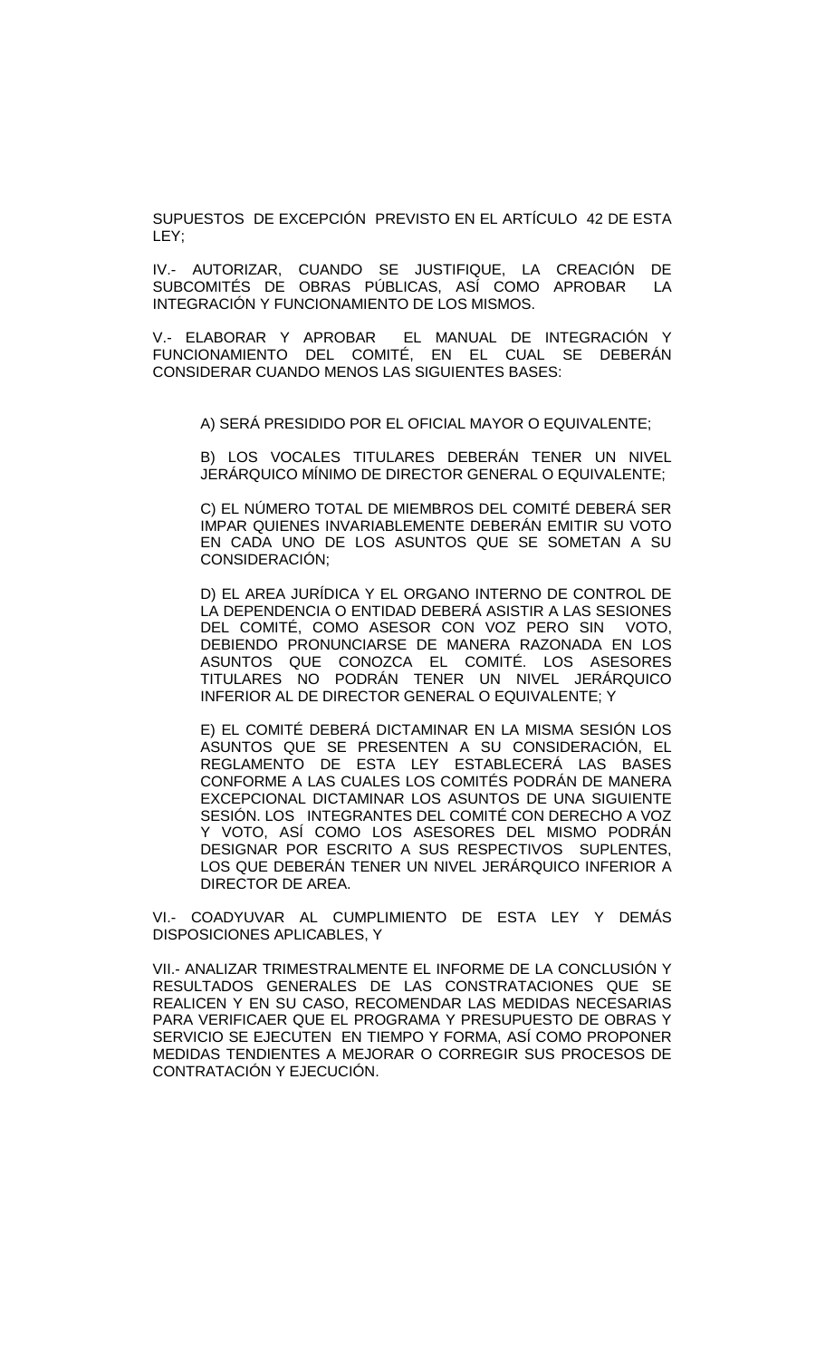SUPUESTOS DE EXCEPCIÓN PREVISTO EN EL ARTÍCULO 42 DE ESTA LEY;

IV.- AUTORIZAR, CUANDO SE JUSTIFIQUE, LA CREACIÓN DE SUBCOMITÉS DE OBRAS PÚBLICAS, ASÍ COMO APROBAR LA INTEGRACIÓN Y FUNCIONAMIENTO DE LOS MISMOS.

V.- ELABORAR Y APROBAR EL MANUAL DE INTEGRACIÓN Y FUNCIONAMIENTO DEL COMITÉ, EN EL CUAL SE DEBERÁN CONSIDERAR CUANDO MENOS LAS SIGUIENTES BASES:

A) SERÁ PRESIDIDO POR EL OFICIAL MAYOR O EQUIVALENTE;

B) LOS VOCALES TITULARES DEBERÁN TENER UN NIVEL JERÁRQUICO MÍNIMO DE DIRECTOR GENERAL O EQUIVALENTE;

C) EL NÚMERO TOTAL DE MIEMBROS DEL COMITÉ DEBERÁ SER IMPAR QUIENES INVARIABLEMENTE DEBERÁN EMITIR SU VOTO EN CADA UNO DE LOS ASUNTOS QUE SE SOMETAN A SU CONSIDERACIÓN;

D) EL AREA JURÍDICA Y EL ORGANO INTERNO DE CONTROL DE LA DEPENDENCIA O ENTIDAD DEBERÁ ASISTIR A LAS SESIONES DEL COMITÉ, COMO ASESOR CON VOZ PERO SIN VOTO, DEBIENDO PRONUNCIARSE DE MANERA RAZONADA EN LOS ASUNTOS QUE CONOZCA EL COMITÉ. LOS ASESORES TITULARES NO PODRÁN TENER UN NIVEL JERÁRQUICO INFERIOR AL DE DIRECTOR GENERAL O EQUIVALENTE; Y

E) EL COMITÉ DEBERÁ DICTAMINAR EN LA MISMA SESIÓN LOS ASUNTOS QUE SE PRESENTEN A SU CONSIDERACIÓN, EL REGLAMENTO DE ESTA LEY ESTABLECERÁ LAS BASES CONFORME A LAS CUALES LOS COMITÉS PODRÁN DE MANERA EXCEPCIONAL DICTAMINAR LOS ASUNTOS DE UNA SIGUIENTE SESIÓN. LOS INTEGRANTES DEL COMITÉ CON DERECHO A VOZ Y VOTO, ASÍ COMO LOS ASESORES DEL MISMO PODRÁN DESIGNAR POR ESCRITO A SUS RESPECTIVOS SUPLENTES, LOS QUE DEBERÁN TENER UN NIVEL JERÁRQUICO INFERIOR A DIRECTOR DE AREA.

VI.- COADYUVAR AL CUMPLIMIENTO DE ESTA LEY Y DEMÁS DISPOSICIONES APLICABLES, Y

VII.- ANALIZAR TRIMESTRALMENTE EL INFORME DE LA CONCLUSIÓN Y RESULTADOS GENERALES DE LAS CONSTRATACIONES QUE SE REALICEN Y EN SU CASO, RECOMENDAR LAS MEDIDAS NECESARIAS PARA VERIFICAER QUE EL PROGRAMA Y PRESUPUESTO DE OBRAS Y SERVICIO SE EJECUTEN EN TIEMPO Y FORMA, ASÍ COMO PROPONER MEDIDAS TENDIENTES A MEJORAR O CORREGIR SUS PROCESOS DE CONTRATACIÓN Y EJECUCIÓN.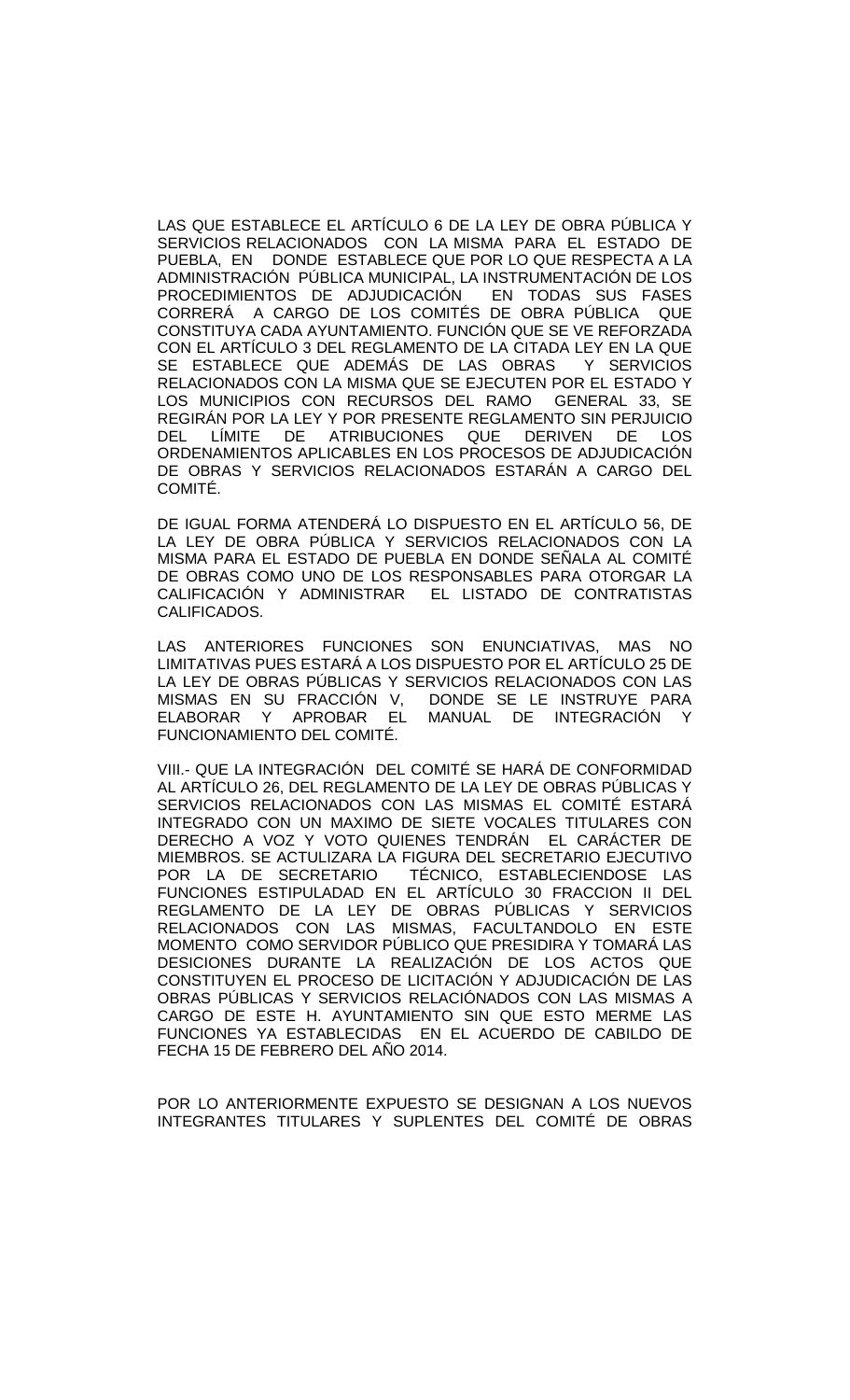LAS QUE ESTABLECE EL ARTÍCULO 6 DE LA LEY DE OBRA PÚBLICA Y SERVICIOS RELACIONADOS CON LA MISMA PARA EL ESTADO DE PUEBLA, EN DONDE ESTABLECE QUE POR LO QUE RESPECTA A LA ADMINISTRACIÓN PÚBLICA MUNICIPAL, LA INSTRUMENTACIÓN DE LOS PROCEDIMIENTOS DE ADJUDICACIÓN EN TODAS SUS FASES CORRERÁ A CARGO DE LOS COMITÉS DE OBRA PÚBLICA QUE CONSTITUYA CADA AYUNTAMIENTO. FUNCIÓN QUE SE VE REFORZADA CON EL ARTÍCULO 3 DEL REGLAMENTO DE LA CITADA LEY EN LA QUE SE ESTABLECE QUE ADEMÁS DE LAS OBRAS Y SERVICIOS RELACIONADOS CON LA MISMA QUE SE EJECUTEN POR EL ESTADO Y LOS MUNICIPIOS CON RECURSOS DEL RAMO GENERAL 33, SE REGIRÁN POR LA LEY Y POR PRESENTE REGLAMENTO SIN PERJUICIO DEL LÍMITE DE ATRIBUCIONES QUE DERIVEN DE LOS ORDENAMIENTOS APLICABLES EN LOS PROCESOS DE ADJUDICACIÓN DE OBRAS Y SERVICIOS RELACIONADOS ESTARÁN A CARGO DEL COMITÉ.

DE IGUAL FORMA ATENDERÁ LO DISPUESTO EN EL ARTÍCULO 56, DE LA LEY DE OBRA PÚBLICA Y SERVICIOS RELACIONADOS CON LA MISMA PARA EL ESTADO DE PUEBLA EN DONDE SEÑALA AL COMITÉ DE OBRAS COMO UNO DE LOS RESPONSABLES PARA OTORGAR LA CALIFICACIÓN Y ADMINISTRAR EL LISTADO DE CONTRATISTAS CALIFICADOS.

LAS ANTERIORES FUNCIONES SON ENUNCIATIVAS, MAS NO LIMITATIVAS PUES ESTARÁ A LOS DISPUESTO POR EL ARTÍCULO 25 DE LA LEY DE OBRAS PÚBLICAS Y SERVICIOS RELACIONADOS CON LAS MISMAS EN SU FRACCIÓN V, DONDE SE LE INSTRUYE PARA ELABORAR Y APROBAR EL MANUAL DE INTEGRACIÓN Y FUNCIONAMIENTO DEL COMITÉ.

VIII.- QUE LA INTEGRACIÓN DEL COMITÉ SE HARÁ DE CONFORMIDAD AL ARTÍCULO 26, DEL REGLAMENTO DE LA LEY DE OBRAS PÚBLICAS Y SERVICIOS RELACIONADOS CON LAS MISMAS EL COMITÉ ESTARÁ INTEGRADO CON UN MAXIMO DE SIETE VOCALES TITULARES CON DERECHO A VOZ Y VOTO QUIENES TENDRÁN EL CARÁCTER DE MIEMBROS. SE ACTULIZARA LA FIGURA DEL SECRETARIO EJECUTIVO POR LA DE SECRETARIO TÉCNICO, ESTABLECIENDOSE LAS FUNCIONES ESTIPULADAD EN EL ARTÍCULO 30 FRACCION II DEL REGLAMENTO DE LA LEY DE OBRAS PÚBLICAS Y SERVICIOS RELACIONADOS CON LAS MISMAS, FACULTANDOLO EN ESTE MOMENTO COMO SERVIDOR PÚBLICO QUE PRESIDIRA Y TOMARÁ LAS DESICIONES DURANTE LA REALIZACIÓN DE LOS ACTOS QUE CONSTITUYEN EL PROCESO DE LICITACIÓN Y ADJUDICACIÓN DE LAS OBRAS PÚBLICAS Y SERVICIOS RELACIÓNADOS CON LAS MISMAS A CARGO DE ESTE H. AYUNTAMIENTO SIN QUE ESTO MERME LAS FUNCIONES YA ESTABLECIDAS EN EL ACUERDO DE CABILDO DE FECHA 15 DE FEBRERO DEL AÑO 2014.

POR LO ANTERIORMENTE EXPUESTO SE DESIGNAN A LOS NUEVOS INTEGRANTES TITULARES Y SUPLENTES DEL COMITÉ DE OBRAS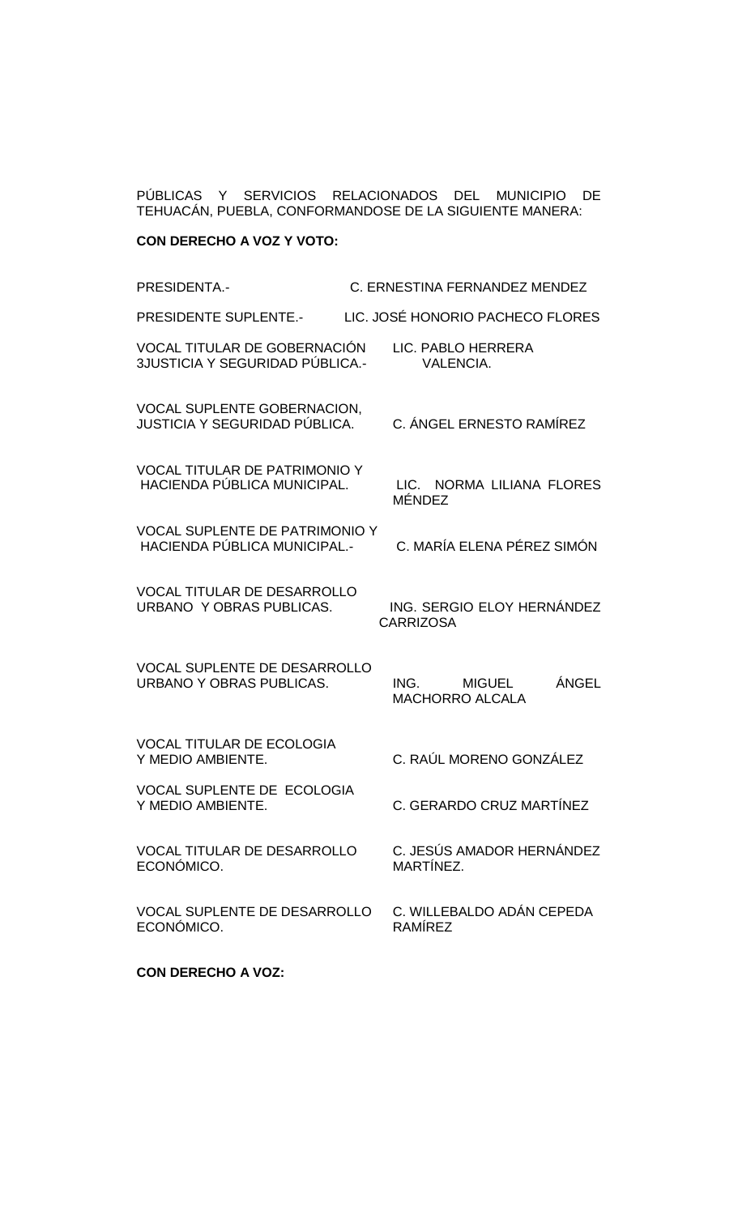PÚBLICAS Y SERVICIOS RELACIONADOS DEL MUNICIPIO DE TEHUACÁN, PUEBLA, CONFORMANDOSE DE LA SIGUIENTE MANERA:

**CON DERECHO A VOZ Y VOTO:**

| | |
|---|---|
| PRESIDENTA.- | C. ERNESTINA FERNANDEZ MENDEZ |
| PRESIDENTE SUPLENTE.- | LIC. JOSÉ HONORIO PACHECO FLORES |
| VOCAL TITULAR DE GOBERNACIÓN 3JUSTICIA Y SEGURIDAD PÚBLICA.- | LIC. PABLO HERRERA VALENCIA. |
| VOCAL SUPLENTE GOBERNACION, JUSTICIA Y SEGURIDAD PÚBLICA. | C. ÁNGEL ERNESTO RAMÍREZ |
| VOCAL TITULAR DE PATRIMONIO Y HACIENDA PÚBLICA MUNICIPAL. | LIC. NORMA LILIANA FLORES MÉNDEZ |
| VOCAL SUPLENTE DE PATRIMONIO Y HACIENDA PÚBLICA MUNICIPAL.- | C. MARÍA ELENA PÉREZ SIMÓN |
| VOCAL TITULAR DE DESARROLLO URBANO Y OBRAS PUBLICAS. | ING. SERGIO ELOY HERNÁNDEZ CARRIZOSA |
| VOCAL SUPLENTE DE DESARROLLO URBANO Y OBRAS PUBLICAS. | ING. MIGUEL ÁNGEL MACHORRO ALCALA |
| VOCAL TITULAR DE ECOLOGIA Y MEDIO AMBIENTE. | C. RAÚL MORENO GONZÁLEZ |
| VOCAL SUPLENTE DE ECOLOGIA Y MEDIO AMBIENTE. | C. GERARDO CRUZ MARTÍNEZ |
| VOCAL TITULAR DE DESARROLLO ECONÓMICO. | C. JESÚS AMADOR HERNÁNDEZ MARTÍNEZ. |
| VOCAL SUPLENTE DE DESARROLLO ECONÓMICO. | C. WILLEBALDO ADÁN CEPEDA RAMÍREZ |

**CON DERECHO A VOZ:**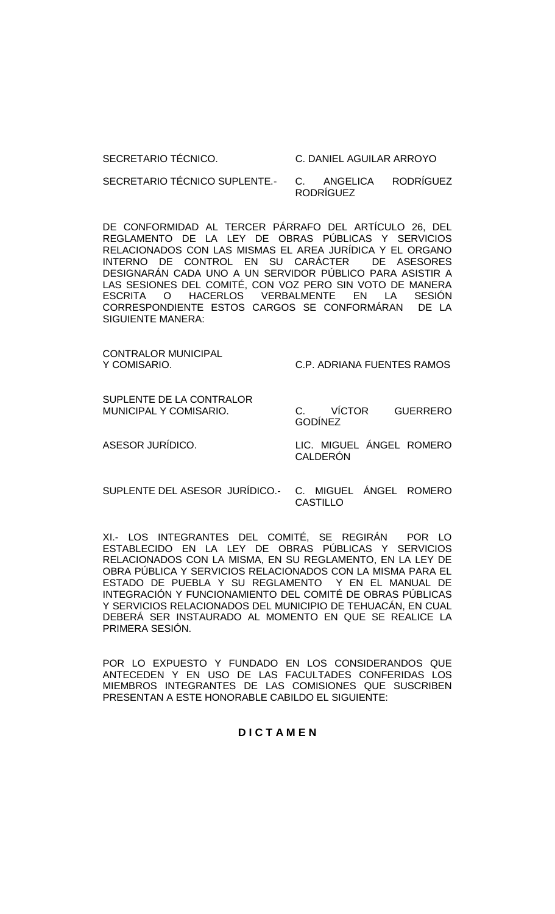SECRETARIO TÉCNICO. C. DANIEL AGUILAR ARROYO

SECRETARIO TÉCNICO SUPLENTE.- C. ANGELICA RODRÍGUEZ RODRÍGUEZ

DE CONFORMIDAD AL TERCER PÁRRAFO DEL ARTÍCULO 26, DEL REGLAMENTO DE LA LEY DE OBRAS PÚBLICAS Y SERVICIOS RELACIONADOS CON LAS MISMAS EL AREA JURÍDICA Y EL ORGANO INTERNO DE CONTROL EN SU CARÁCTER DE ASESORES DESIGNARÁN CADA UNO A UN SERVIDOR PÚBLICO PARA ASISTIR A LAS SESIONES DEL COMITÉ, CON VOZ PERO SIN VOTO DE MANERA ESCRITA O HACERLOS VERBALMENTE EN LA SESIÓN CORRESPONDIENTE ESTOS CARGOS SE CONFORMÁRAN DE LA SIGUIENTE MANERA:

CONTRALOR MUNICIPAL Y COMISARIO. C.P. ADRIANA FUENTES RAMOS

SUPLENTE DE LA CONTRALOR MUNICIPAL Y COMISARIO. C. VÍCTOR GUERRERO GODÍNEZ

ASESOR JURÍDICO. LIC. MIGUEL ÁNGEL ROMERO CALDERÓN

SUPLENTE DEL ASESOR JURÍDICO.- C. MIGUEL ÁNGEL ROMERO CASTILLO

XI.- LOS INTEGRANTES DEL COMITÉ, SE REGIRÁN POR LO ESTABLECIDO EN LA LEY DE OBRAS PÚBLICAS Y SERVICIOS RELACIONADOS CON LA MISMA, EN SU REGLAMENTO, EN LA LEY DE OBRA PÚBLICA Y SERVICIOS RELACIONADOS CON LA MISMA PARA EL ESTADO DE PUEBLA Y SU REGLAMENTO Y EN EL MANUAL DE INTEGRACIÓN Y FUNCIONAMIENTO DEL COMITÉ DE OBRAS PÚBLICAS Y SERVICIOS RELACIONADOS DEL MUNICIPIO DE TEHUACÁN, EN CUAL DEBERÁ SER INSTAURADO AL MOMENTO EN QUE SE REALICE LA PRIMERA SESIÓN.

POR LO EXPUESTO Y FUNDADO EN LOS CONSIDERANDOS QUE ANTECEDEN Y EN USO DE LAS FACULTADES CONFERIDAS LOS MIEMBROS INTEGRANTES DE LAS COMISIONES QUE SUSCRIBEN PRESENTAN A ESTE HONORABLE CABILDO EL SIGUIENTE:

**D I C T A M E N**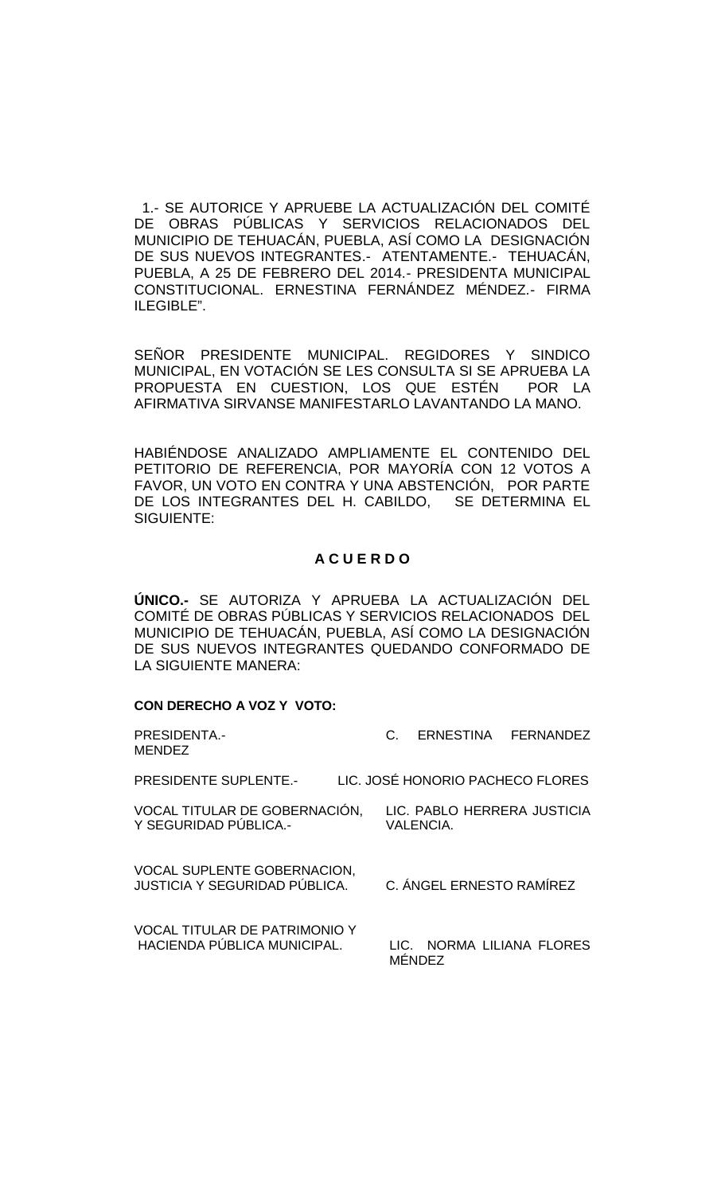1.- SE AUTORICE Y APRUEBE LA ACTUALIZACIÓN DEL COMITÉ DE OBRAS PÚBLICAS Y SERVICIOS RELACIONADOS DEL MUNICIPIO DE TEHUACÁN, PUEBLA, ASÍ COMO LA DESIGNACIÓN DE SUS NUEVOS INTEGRANTES.- ATENTAMENTE.- TEHUACÁN, PUEBLA, A 25 DE FEBRERO DEL 2014.- PRESIDENTA MUNICIPAL CONSTITUCIONAL. ERNESTINA FERNÁNDEZ MÉNDEZ.- FIRMA ILEGIBLE".

SEÑOR PRESIDENTE MUNICIPAL. REGIDORES Y SINDICO MUNICIPAL, EN VOTACIÓN SE LES CONSULTA SI SE APRUEBA LA PROPUESTA EN CUESTION, LOS QUE ESTÉN POR LA AFIRMATIVA SIRVANSE MANIFESTARLO LAVANTANDO LA MANO.

HABIÉNDOSE ANALIZADO AMPLIAMENTE EL CONTENIDO DEL PETITORIO DE REFERENCIA, POR MAYORÍA CON 12 VOTOS A FAVOR, UN VOTO EN CONTRA Y UNA ABSTENCIÓN, POR PARTE DE LOS INTEGRANTES DEL H. CABILDO, SE DETERMINA EL SIGUIENTE:

**A C U E R D O**

**ÚNICO.-** SE AUTORIZA Y APRUEBA LA ACTUALIZACIÓN DEL COMITÉ DE OBRAS PÚBLICAS Y SERVICIOS RELACIONADOS DEL MUNICIPIO DE TEHUACÁN, PUEBLA, ASÍ COMO LA DESIGNACIÓN DE SUS NUEVOS INTEGRANTES QUEDANDO CONFORMADO DE LA SIGUIENTE MANERA:

**CON DERECHO A VOZ Y VOTO:**

PRESIDENTA.- C. ERNESTINA FERNANDEZ MENDEZ

PRESIDENTE SUPLENTE.- LIC. JOSÉ HONORIO PACHECO FLORES

VOCAL TITULAR DE GOBERNACIÓN, Y SEGURIDAD PÚBLICA.- LIC. PABLO HERRERA JUSTICIA VALENCIA.

VOCAL SUPLENTE GOBERNACION, JUSTICIA Y SEGURIDAD PÚBLICA. C. ÁNGEL ERNESTO RAMÍREZ

VOCAL TITULAR DE PATRIMONIO Y HACIENDA PÚBLICA MUNICIPAL. LIC. NORMA LILIANA FLORES MÉNDEZ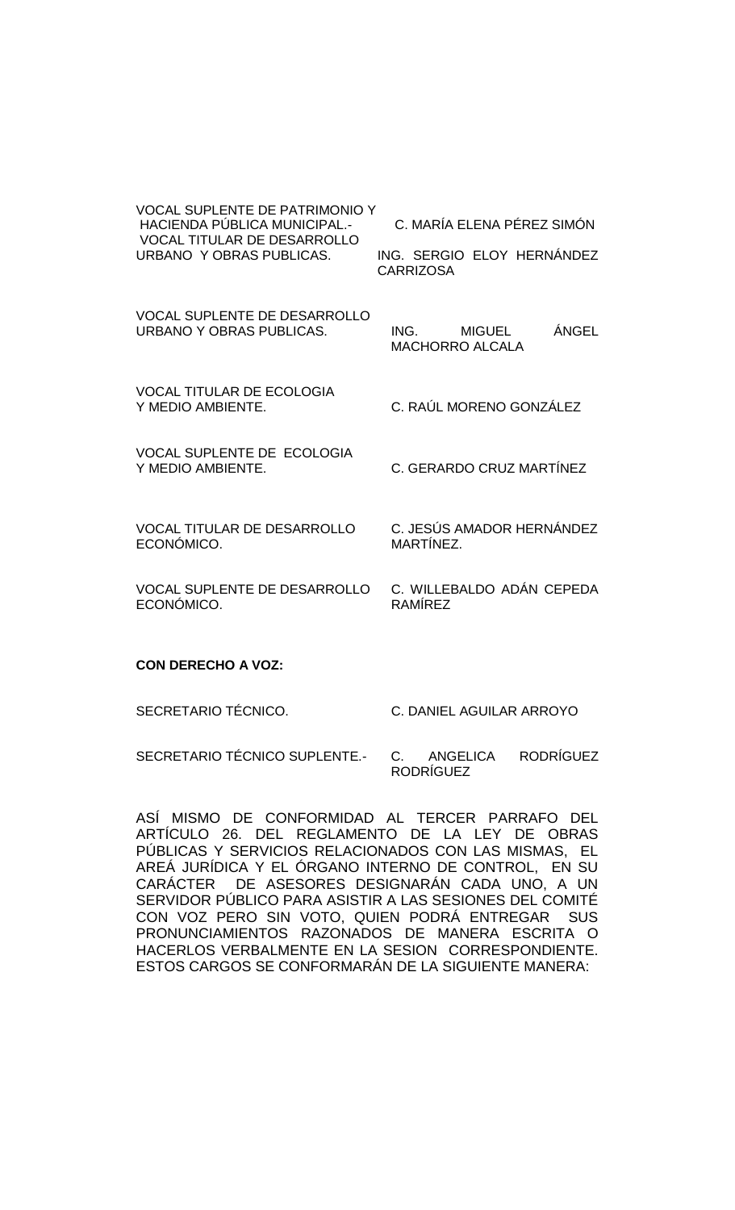| | |
|---|---|
| VOCAL SUPLENTE DE PATRIMONIO Y HACIENDA PÚBLICA MUNICIPAL.- | C. MARÍA ELENA PÉREZ SIMÓN |
| VOCAL TITULAR DE DESARROLLO URBANO Y OBRAS PUBLICAS. | ING. SERGIO ELOY HERNÁNDEZ CARRIZOSA |
| VOCAL SUPLENTE DE DESARROLLO URBANO Y OBRAS PUBLICAS. | ING. MIGUEL ÁNGEL MACHORRO ALCALA |
| VOCAL TITULAR DE ECOLOGIA Y MEDIO AMBIENTE. | C. RAÚL MORENO GONZÁLEZ |
| VOCAL SUPLENTE DE ECOLOGIA Y MEDIO AMBIENTE. | C. GERARDO CRUZ MARTÍNEZ |
| VOCAL TITULAR DE DESARROLLO ECONÓMICO. | C. JESÚS AMADOR HERNÁNDEZ MARTÍNEZ. |
| VOCAL SUPLENTE DE DESARROLLO ECONÓMICO. | C. WILLEBALDO ADÁN CEPEDA RAMÍREZ |

**CON DERECHO A VOZ:**

| | |
|---|---|
| SECRETARIO TÉCNICO. | C. DANIEL AGUILAR ARROYO |
| SECRETARIO TÉCNICO SUPLENTE.- | C. ANGELICA RODRÍGUEZ RODRÍGUEZ |

ASÍ MISMO DE CONFORMIDAD AL TERCER PARRAFO DEL ARTÍCULO 26. DEL REGLAMENTO DE LA LEY DE OBRAS PÚBLICAS Y SERVICIOS RELACIONADOS CON LAS MISMAS, EL AREÁ JURÍDICA Y EL ÓRGANO INTERNO DE CONTROL, EN SU CARÁCTER DE ASESORES DESIGNARÁN CADA UNO, A UN SERVIDOR PÚBLICO PARA ASISTIR A LAS SESIONES DEL COMITÉ CON VOZ PERO SIN VOTO, QUIEN PODRÁ ENTREGAR SUS PRONUNCIAMIENTOS RAZONADOS DE MANERA ESCRITA O HACERLOS VERBALMENTE EN LA SESION CORRESPONDIENTE. ESTOS CARGOS SE CONFORMARÁN DE LA SIGUIENTE MANERA: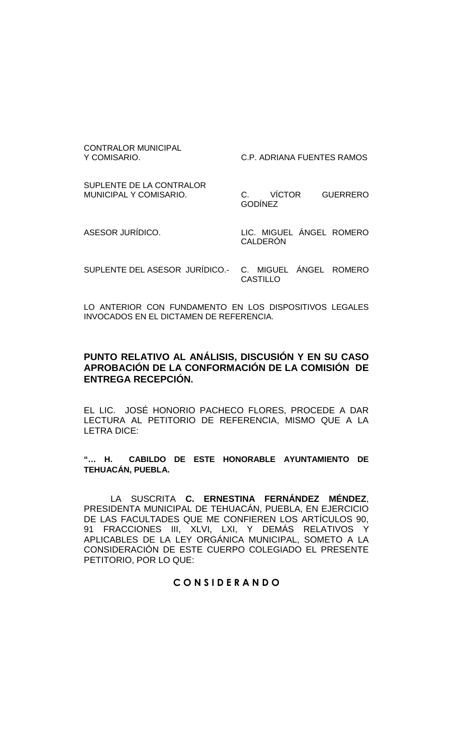| | |
|---|---|
| CONTRALOR MUNICIPAL Y COMISARIO. | C.P. ADRIANA FUENTES RAMOS |
| SUPLENTE DE LA CONTRALOR MUNICIPAL Y COMISARIO. | C. VÍCTOR GUERRERO GODÍNEZ |
| ASESOR JURÍDICO. | LIC. MIGUEL ÁNGEL ROMERO CALDERÓN |
| SUPLENTE DEL ASESOR JURÍDICO.- | C. MIGUEL ÁNGEL ROMERO CASTILLO |

LO ANTERIOR CON FUNDAMENTO EN LOS DISPOSITIVOS LEGALES INVOCADOS EN EL DICTAMEN DE REFERENCIA.

**PUNTO RELATIVO AL ANÁLISIS, DISCUSIÓN Y EN SU CASO APROBACIÓN DE LA CONFORMACIÓN DE LA COMISIÓN DE ENTREGA RECEPCIÓN.**

EL LIC. JOSÉ HONORIO PACHECO FLORES, PROCEDE A DAR LECTURA AL PETITORIO DE REFERENCIA, MISMO QUE A LA LETRA DICE:

**"… H. CABILDO DE ESTE HONORABLE AYUNTAMIENTO DE TEHUACÁN, PUEBLA.**

LA SUSCRITA **C. ERNESTINA FERNÁNDEZ MÉNDEZ**, PRESIDENTA MUNICIPAL DE TEHUACÁN, PUEBLA, EN EJERCICIO DE LAS FACULTADES QUE ME CONFIEREN LOS ARTÍCULOS 90, 91 FRACCIONES III, XLVI, LXI, Y DEMÁS RELATIVOS Y APLICABLES DE LA LEY ORGÁNICA MUNICIPAL, SOMETO A LA CONSIDERACIÓN DE ESTE CUERPO COLEGIADO EL PRESENTE PETITORIO, POR LO QUE:

**C O N S I D E R A N D O**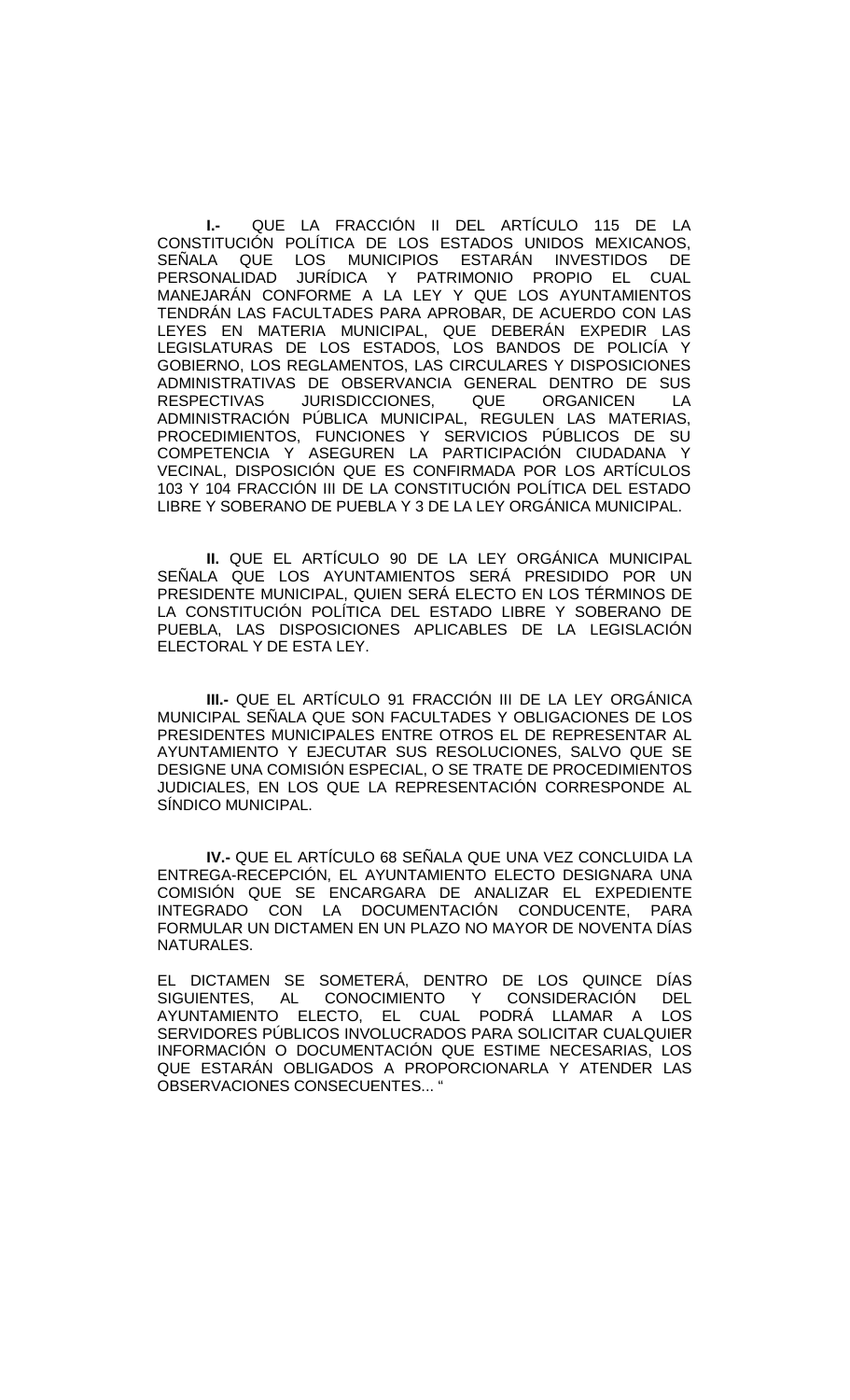**I.-** QUE LA FRACCIÓN II DEL ARTÍCULO 115 DE LA CONSTITUCIÓN POLÍTICA DE LOS ESTADOS UNIDOS MEXICANOS, SEÑALA QUE LOS MUNICIPIOS ESTARÁN INVESTIDOS DE PERSONALIDAD JURÍDICA Y PATRIMONIO PROPIO EL CUAL MANEJARÁN CONFORME A LA LEY Y QUE LOS AYUNTAMIENTOS TENDRÁN LAS FACULTADES PARA APROBAR, DE ACUERDO CON LAS LEYES EN MATERIA MUNICIPAL, QUE DEBERÁN EXPEDIR LAS LEGISLATURAS DE LOS ESTADOS, LOS BANDOS DE POLICÍA Y GOBIERNO, LOS REGLAMENTOS, LAS CIRCULARES Y DISPOSICIONES ADMINISTRATIVAS DE OBSERVANCIA GENERAL DENTRO DE SUS RESPECTIVAS JURISDICCIONES, QUE ORGANICEN LA ADMINISTRACIÓN PÚBLICA MUNICIPAL, REGULEN LAS MATERIAS, PROCEDIMIENTOS, FUNCIONES Y SERVICIOS PÚBLICOS DE SU COMPETENCIA Y ASEGUREN LA PARTICIPACIÓN CIUDADANA Y VECINAL, DISPOSICIÓN QUE ES CONFIRMADA POR LOS ARTÍCULOS 103 Y 104 FRACCIÓN III DE LA CONSTITUCIÓN POLÍTICA DEL ESTADO LIBRE Y SOBERANO DE PUEBLA Y 3 DE LA LEY ORGÁNICA MUNICIPAL.

**II.** QUE EL ARTÍCULO 90 DE LA LEY ORGÁNICA MUNICIPAL SEÑALA QUE LOS AYUNTAMIENTOS SERÁ PRESIDIDO POR UN PRESIDENTE MUNICIPAL, QUIEN SERÁ ELECTO EN LOS TÉRMINOS DE LA CONSTITUCIÓN POLÍTICA DEL ESTADO LIBRE Y SOBERANO DE PUEBLA, LAS DISPOSICIONES APLICABLES DE LA LEGISLACIÓN ELECTORAL Y DE ESTA LEY.

**III.-** QUE EL ARTÍCULO 91 FRACCIÓN III DE LA LEY ORGÁNICA MUNICIPAL SEÑALA QUE SON FACULTADES Y OBLIGACIONES DE LOS PRESIDENTES MUNICIPALES ENTRE OTROS EL DE REPRESENTAR AL AYUNTAMIENTO Y EJECUTAR SUS RESOLUCIONES, SALVO QUE SE DESIGNE UNA COMISIÓN ESPECIAL, O SE TRATE DE PROCEDIMIENTOS JUDICIALES, EN LOS QUE LA REPRESENTACIÓN CORRESPONDE AL SÍNDICO MUNICIPAL.

**IV.-** QUE EL ARTÍCULO 68 SEÑALA QUE UNA VEZ CONCLUIDA LA ENTREGA-RECEPCIÓN, EL AYUNTAMIENTO ELECTO DESIGNARA UNA COMISIÓN QUE SE ENCARGARA DE ANALIZAR EL EXPEDIENTE INTEGRADO CON LA DOCUMENTACIÓN CONDUCENTE, PARA FORMULAR UN DICTAMEN EN UN PLAZO NO MAYOR DE NOVENTA DÍAS NATURALES.

EL DICTAMEN SE SOMETERÁ, DENTRO DE LOS QUINCE DÍAS SIGUIENTES, AL CONOCIMIENTO Y CONSIDERACIÓN DEL AYUNTAMIENTO ELECTO, EL CUAL PODRÁ LLAMAR A LOS SERVIDORES PÚBLICOS INVOLUCRADOS PARA SOLICITAR CUALQUIER INFORMACIÓN O DOCUMENTACIÓN QUE ESTIME NECESARIAS, LOS QUE ESTARÁN OBLIGADOS A PROPORCIONARLA Y ATENDER LAS OBSERVACIONES CONSECUENTES... "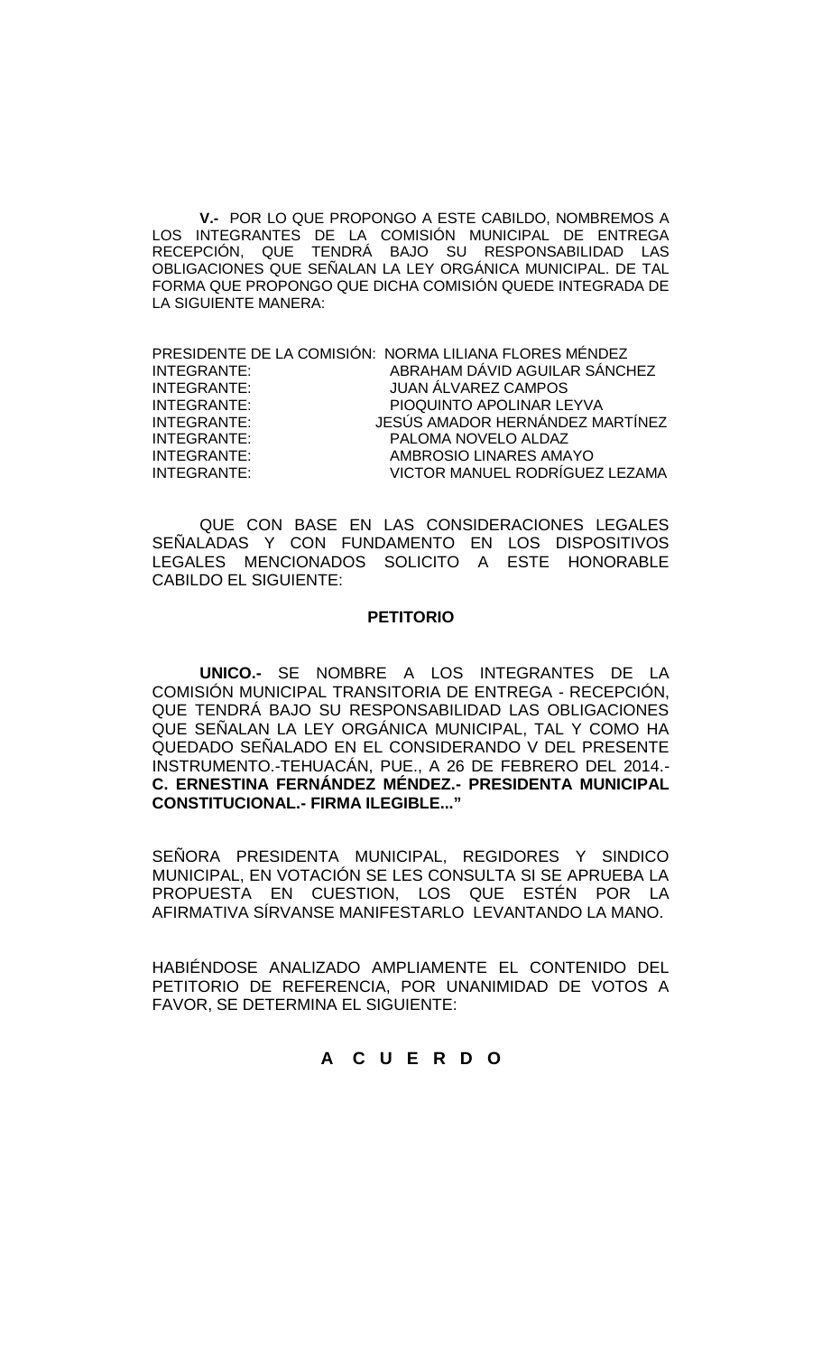**V.-** POR LO QUE PROPONGO A ESTE CABILDO, NOMBREMOS A LOS INTEGRANTES DE LA COMISIÓN MUNICIPAL DE ENTREGA RECEPCIÓN, QUE TENDRÁ BAJO SU RESPONSABILIDAD LAS OBLIGACIONES QUE SEÑALAN LA LEY ORGÁNICA MUNICIPAL. DE TAL FORMA QUE PROPONGO QUE DICHA COMISIÓN QUEDE INTEGRADA DE LA SIGUIENTE MANERA:

| | |
|---|---|
| PRESIDENTE DE LA COMISIÓN: | NORMA LILIANA FLORES MÉNDEZ |
| INTEGRANTE: | ABRAHAM DÁVID AGUILAR SÁNCHEZ |
| INTEGRANTE: | JUAN ÁLVAREZ CAMPOS |
| INTEGRANTE: | PIOQUINTO APOLINAR LEYVA |
| INTEGRANTE: | JESÚS AMADOR HERNÁNDEZ MARTÍNEZ |
| INTEGRANTE: | PALOMA NOVELO ALDAZ |
| INTEGRANTE: | AMBROSIO LINARES AMAYO |
| INTEGRANTE: | VICTOR MANUEL RODRÍGUEZ LEZAMA |

QUE CON BASE EN LAS CONSIDERACIONES LEGALES SEÑALADAS Y CON FUNDAMENTO EN LOS DISPOSITIVOS LEGALES MENCIONADOS SOLICITO A ESTE HONORABLE CABILDO EL SIGUIENTE:

**PETITORIO**

**UNICO.-** SE NOMBRE A LOS INTEGRANTES DE LA COMISIÓN MUNICIPAL TRANSITORIA DE ENTREGA - RECEPCIÓN, QUE TENDRÁ BAJO SU RESPONSABILIDAD LAS OBLIGACIONES QUE SEÑALAN LA LEY ORGÁNICA MUNICIPAL, TAL Y COMO HA QUEDADO SEÑALADO EN EL CONSIDERANDO V DEL PRESENTE INSTRUMENTO.-TEHUACÁN, PUE., A 26 DE FEBRERO DEL 2014.- **C. ERNESTINA FERNÁNDEZ MÉNDEZ.- PRESIDENTA MUNICIPAL CONSTITUCIONAL.- FIRMA ILEGIBLE..."**

SEÑORA PRESIDENTA MUNICIPAL, REGIDORES Y SINDICO MUNICIPAL, EN VOTACIÓN SE LES CONSULTA SI SE APRUEBA LA PROPUESTA EN CUESTION, LOS QUE ESTÉN POR LA AFIRMATIVA SÍRVANSE MANIFESTARLO LEVANTANDO LA MANO.

HABIÉNDOSE ANALIZADO AMPLIAMENTE EL CONTENIDO DEL PETITORIO DE REFERENCIA, POR UNANIMIDAD DE VOTOS A FAVOR, SE DETERMINA EL SIGUIENTE:

**A C U E R D O**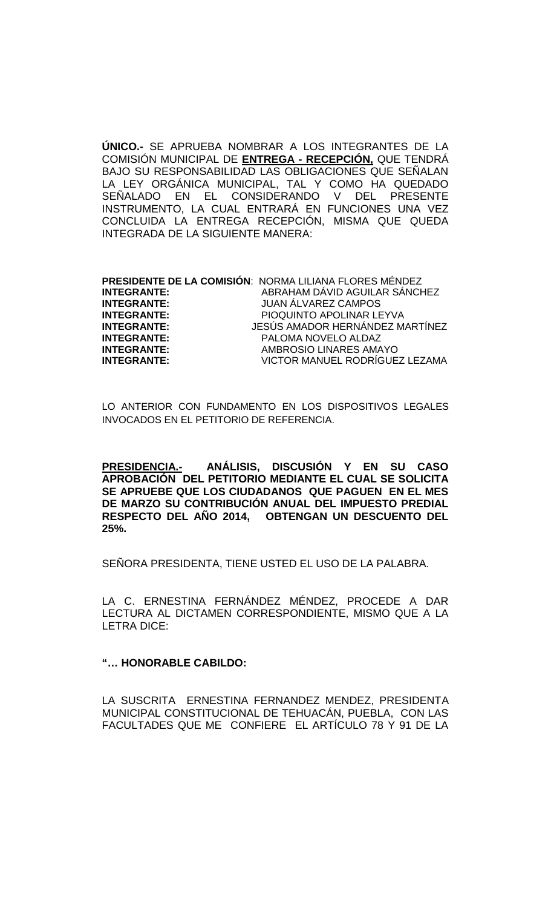**ÚNICO.-** SE APRUEBA NOMBRAR A LOS INTEGRANTES DE LA COMISIÓN MUNICIPAL DE **ENTREGA - RECEPCIÓN,** QUE TENDRÁ BAJO SU RESPONSABILIDAD LAS OBLIGACIONES QUE SEÑALAN LA LEY ORGÁNICA MUNICIPAL, TAL Y COMO HA QUEDADO SEÑALADO EN EL CONSIDERANDO V DEL PRESENTE INSTRUMENTO, LA CUAL ENTRARÁ EN FUNCIONES UNA VEZ CONCLUIDA LA ENTREGA RECEPCIÓN, MISMA QUE QUEDA INTEGRADA DE LA SIGUIENTE MANERA:

| | |
|---|---|
| **PRESIDENTE DE LA COMISIÓN**: | NORMA LILIANA FLORES MÉNDEZ |
| **INTEGRANTE:** | ABRAHAM DÁVID AGUILAR SÁNCHEZ |
| **INTEGRANTE:** | JUAN ÁLVAREZ CAMPOS |
| **INTEGRANTE:** | PIOQUINTO APOLINAR LEYVA |
| **INTEGRANTE:** | JESÚS AMADOR HERNÁNDEZ MARTÍNEZ |
| **INTEGRANTE:** | PALOMA NOVELO ALDAZ |
| **INTEGRANTE:** | AMBROSIO LINARES AMAYO |
| **INTEGRANTE:** | VICTOR MANUEL RODRÍGUEZ LEZAMA |

LO ANTERIOR CON FUNDAMENTO EN LOS DISPOSITIVOS LEGALES INVOCADOS EN EL PETITORIO DE REFERENCIA.

**PRESIDENCIA.- ANÁLISIS, DISCUSIÓN Y EN SU CASO APROBACIÓN DEL PETITORIO MEDIANTE EL CUAL SE SOLICITA SE APRUEBE QUE LOS CIUDADANOS QUE PAGUEN EN EL MES DE MARZO SU CONTRIBUCIÓN ANUAL DEL IMPUESTO PREDIAL RESPECTO DEL AÑO 2014, OBTENGAN UN DESCUENTO DEL 25%.**

SEÑORA PRESIDENTA, TIENE USTED EL USO DE LA PALABRA.

LA C. ERNESTINA FERNÁNDEZ MÉNDEZ, PROCEDE A DAR LECTURA AL DICTAMEN CORRESPONDIENTE, MISMO QUE A LA LETRA DICE:

**"… HONORABLE CABILDO:**

LA SUSCRITA ERNESTINA FERNANDEZ MENDEZ, PRESIDENTA MUNICIPAL CONSTITUCIONAL DE TEHUACÁN, PUEBLA, CON LAS FACULTADES QUE ME CONFIERE EL ARTÍCULO 78 Y 91 DE LA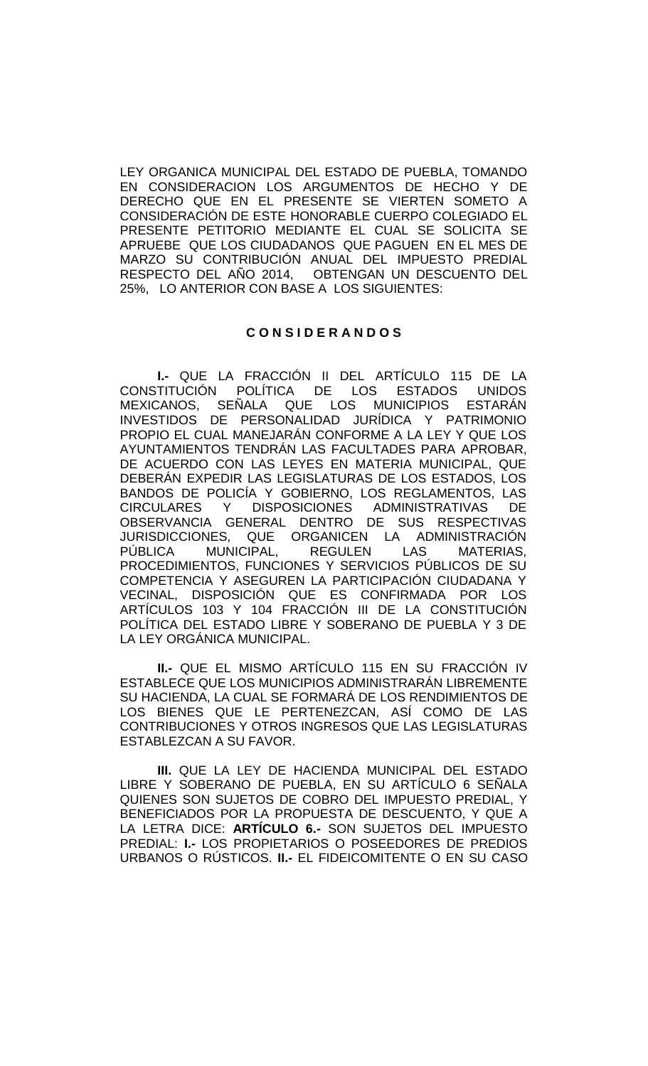LEY ORGANICA MUNICIPAL DEL ESTADO DE PUEBLA, TOMANDO EN CONSIDERACION LOS ARGUMENTOS DE HECHO Y DE DERECHO QUE EN EL PRESENTE SE VIERTEN SOMETO A CONSIDERACIÓN DE ESTE HONORABLE CUERPO COLEGIADO EL PRESENTE PETITORIO MEDIANTE EL CUAL SE SOLICITA SE APRUEBE QUE LOS CIUDADANOS QUE PAGUEN EN EL MES DE MARZO SU CONTRIBUCIÓN ANUAL DEL IMPUESTO PREDIAL RESPECTO DEL AÑO 2014, OBTENGAN UN DESCUENTO DEL 25%, LO ANTERIOR CON BASE A LOS SIGUIENTES:

**C O N S I D E R A N D O S**

**I.-** QUE LA FRACCIÓN II DEL ARTÍCULO 115 DE LA CONSTITUCIÓN POLÍTICA DE LOS ESTADOS UNIDOS MEXICANOS, SEÑALA QUE LOS MUNICIPIOS ESTARÁN INVESTIDOS DE PERSONALIDAD JURÍDICA Y PATRIMONIO PROPIO EL CUAL MANEJARÁN CONFORME A LA LEY Y QUE LOS AYUNTAMIENTOS TENDRÁN LAS FACULTADES PARA APROBAR, DE ACUERDO CON LAS LEYES EN MATERIA MUNICIPAL, QUE DEBERÁN EXPEDIR LAS LEGISLATURAS DE LOS ESTADOS, LOS BANDOS DE POLICÍA Y GOBIERNO, LOS REGLAMENTOS, LAS CIRCULARES Y DISPOSICIONES ADMINISTRATIVAS DE OBSERVANCIA GENERAL DENTRO DE SUS RESPECTIVAS JURISDICCIONES, QUE ORGANICEN LA ADMINISTRACIÓN PÚBLICA MUNICIPAL, REGULEN LAS MATERIAS, PROCEDIMIENTOS, FUNCIONES Y SERVICIOS PÚBLICOS DE SU COMPETENCIA Y ASEGUREN LA PARTICIPACIÓN CIUDADANA Y VECINAL, DISPOSICIÓN QUE ES CONFIRMADA POR LOS ARTÍCULOS 103 Y 104 FRACCIÓN III DE LA CONSTITUCIÓN POLÍTICA DEL ESTADO LIBRE Y SOBERANO DE PUEBLA Y 3 DE LA LEY ORGÁNICA MUNICIPAL.

**II.-** QUE EL MISMO ARTÍCULO 115 EN SU FRACCIÓN IV ESTABLECE QUE LOS MUNICIPIOS ADMINISTRARÁN LIBREMENTE SU HACIENDA, LA CUAL SE FORMARÁ DE LOS RENDIMIENTOS DE LOS BIENES QUE LE PERTENEZCAN, ASÍ COMO DE LAS CONTRIBUCIONES Y OTROS INGRESOS QUE LAS LEGISLATURAS ESTABLEZCAN A SU FAVOR.

**III.** QUE LA LEY DE HACIENDA MUNICIPAL DEL ESTADO LIBRE Y SOBERANO DE PUEBLA, EN SU ARTÍCULO 6 SEÑALA QUIENES SON SUJETOS DE COBRO DEL IMPUESTO PREDIAL, Y BENEFICIADOS POR LA PROPUESTA DE DESCUENTO, Y QUE A LA LETRA DICE: **ARTÍCULO 6.-** SON SUJETOS DEL IMPUESTO PREDIAL: **I.-** LOS PROPIETARIOS O POSEEDORES DE PREDIOS URBANOS O RÚSTICOS. **II.-** EL FIDEICOMITENTE O EN SU CASO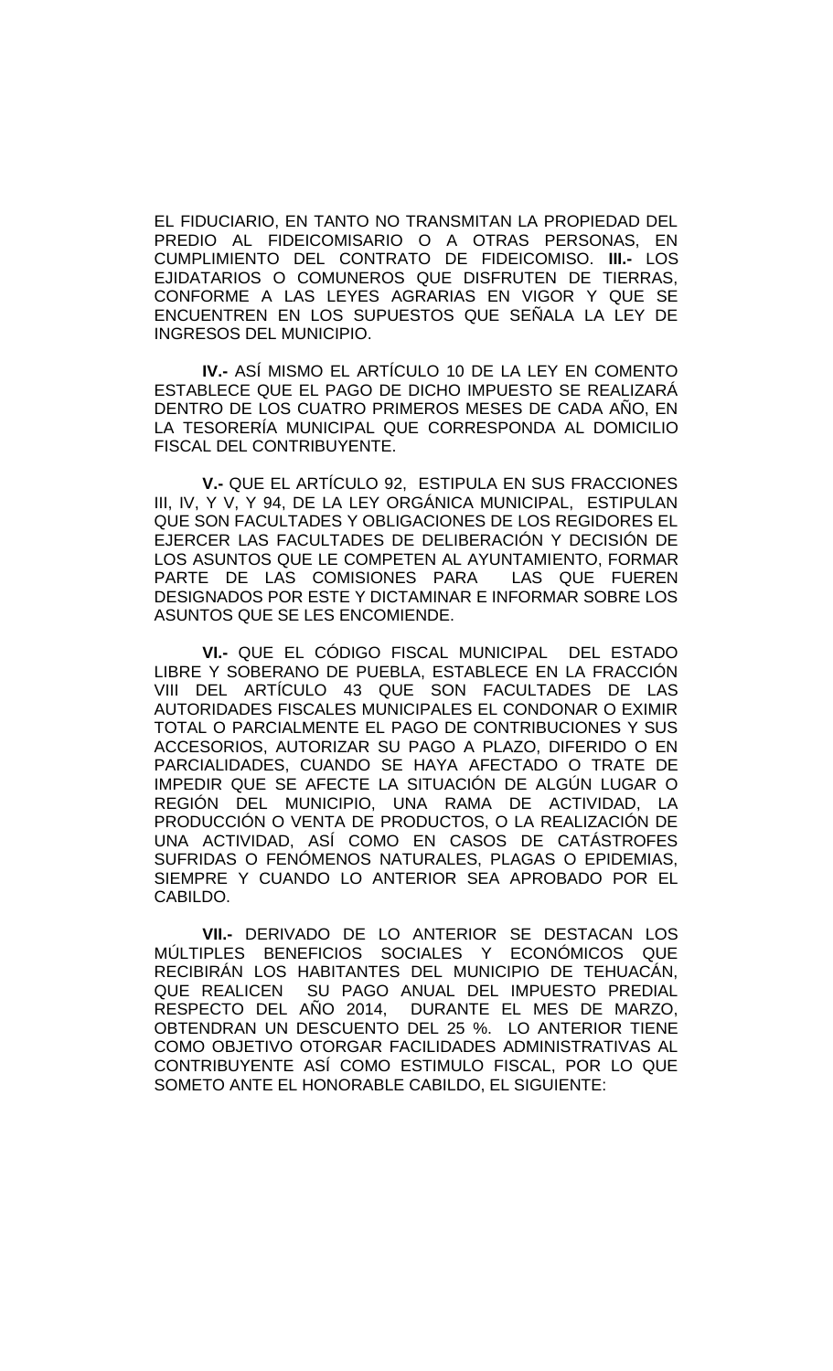EL FIDUCIARIO, EN TANTO NO TRANSMITAN LA PROPIEDAD DEL PREDIO AL FIDEICOMISARIO O A OTRAS PERSONAS, EN CUMPLIMIENTO DEL CONTRATO DE FIDEICOMISO. **III.-** LOS EJIDATARIOS O COMUNEROS QUE DISFRUTEN DE TIERRAS, CONFORME A LAS LEYES AGRARIAS EN VIGOR Y QUE SE ENCUENTREN EN LOS SUPUESTOS QUE SEÑALA LA LEY DE INGRESOS DEL MUNICIPIO.

**IV.-** ASÍ MISMO EL ARTÍCULO 10 DE LA LEY EN COMENTO ESTABLECE QUE EL PAGO DE DICHO IMPUESTO SE REALIZARÁ DENTRO DE LOS CUATRO PRIMEROS MESES DE CADA AÑO, EN LA TESORERÍA MUNICIPAL QUE CORRESPONDA AL DOMICILIO FISCAL DEL CONTRIBUYENTE.

**V.-** QUE EL ARTÍCULO 92, ESTIPULA EN SUS FRACCIONES III, IV, Y V, Y 94, DE LA LEY ORGÁNICA MUNICIPAL, ESTIPULAN QUE SON FACULTADES Y OBLIGACIONES DE LOS REGIDORES EL EJERCER LAS FACULTADES DE DELIBERACIÓN Y DECISIÓN DE LOS ASUNTOS QUE LE COMPETEN AL AYUNTAMIENTO, FORMAR PARTE DE LAS COMISIONES PARA LAS QUE FUEREN DESIGNADOS POR ESTE Y DICTAMINAR E INFORMAR SOBRE LOS ASUNTOS QUE SE LES ENCOMIENDE.

**VI.-** QUE EL CÓDIGO FISCAL MUNICIPAL DEL ESTADO LIBRE Y SOBERANO DE PUEBLA, ESTABLECE EN LA FRACCIÓN VIII DEL ARTÍCULO 43 QUE SON FACULTADES DE LAS AUTORIDADES FISCALES MUNICIPALES EL CONDONAR O EXIMIR TOTAL O PARCIALMENTE EL PAGO DE CONTRIBUCIONES Y SUS ACCESORIOS, AUTORIZAR SU PAGO A PLAZO, DIFERIDO O EN PARCIALIDADES, CUANDO SE HAYA AFECTADO O TRATE DE IMPEDIR QUE SE AFECTE LA SITUACIÓN DE ALGÚN LUGAR O REGIÓN DEL MUNICIPIO, UNA RAMA DE ACTIVIDAD, LA PRODUCCIÓN O VENTA DE PRODUCTOS, O LA REALIZACIÓN DE UNA ACTIVIDAD, ASÍ COMO EN CASOS DE CATÁSTROFES SUFRIDAS O FENÓMENOS NATURALES, PLAGAS O EPIDEMIAS, SIEMPRE Y CUANDO LO ANTERIOR SEA APROBADO POR EL CABILDO.

**VII.-** DERIVADO DE LO ANTERIOR SE DESTACAN LOS MÚLTIPLES BENEFICIOS SOCIALES Y ECONÓMICOS QUE RECIBIRÁN LOS HABITANTES DEL MUNICIPIO DE TEHUACÁN, QUE REALICEN SU PAGO ANUAL DEL IMPUESTO PREDIAL RESPECTO DEL AÑO 2014, DURANTE EL MES DE MARZO, OBTENDRAN UN DESCUENTO DEL 25 %. LO ANTERIOR TIENE COMO OBJETIVO OTORGAR FACILIDADES ADMINISTRATIVAS AL CONTRIBUYENTE ASÍ COMO ESTIMULO FISCAL, POR LO QUE SOMETO ANTE EL HONORABLE CABILDO, EL SIGUIENTE: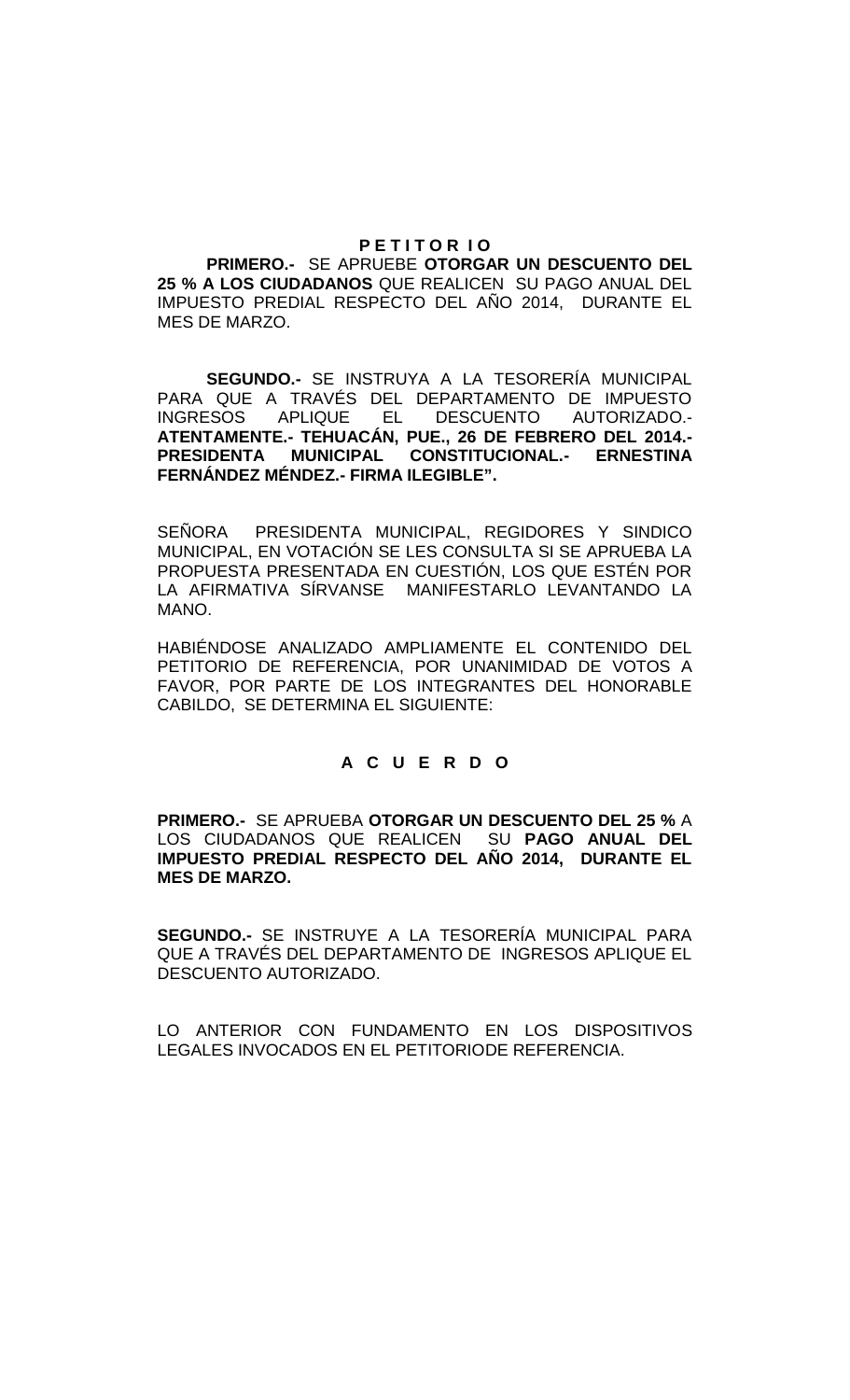**P E T I T O R I O**

**PRIMERO.-** SE APRUEBE **OTORGAR UN DESCUENTO DEL 25 % A LOS CIUDADANOS** QUE REALICEN SU PAGO ANUAL DEL IMPUESTO PREDIAL RESPECTO DEL AÑO 2014, DURANTE EL MES DE MARZO.

**SEGUNDO.-** SE INSTRUYA A LA TESORERÍA MUNICIPAL PARA QUE A TRAVÉS DEL DEPARTAMENTO DE IMPUESTO INGRESOS APLIQUE EL DESCUENTO AUTORIZADO.- **ATENTAMENTE.- TEHUACÁN, PUE., 26 DE FEBRERO DEL 2014.- PRESIDENTA MUNICIPAL CONSTITUCIONAL.- ERNESTINA FERNÁNDEZ MÉNDEZ.- FIRMA ILEGIBLE".**

SEÑORA PRESIDENTA MUNICIPAL, REGIDORES Y SINDICO MUNICIPAL, EN VOTACIÓN SE LES CONSULTA SI SE APRUEBA LA PROPUESTA PRESENTADA EN CUESTIÓN, LOS QUE ESTÉN POR LA AFIRMATIVA SÍRVANSE MANIFESTARLO LEVANTANDO LA MANO.

HABIÉNDOSE ANALIZADO AMPLIAMENTE EL CONTENIDO DEL PETITORIO DE REFERENCIA, POR UNANIMIDAD DE VOTOS A FAVOR, POR PARTE DE LOS INTEGRANTES DEL HONORABLE CABILDO, SE DETERMINA EL SIGUIENTE:

**A C U E R D O**

**PRIMERO.-** SE APRUEBA **OTORGAR UN DESCUENTO DEL 25 %** A LOS CIUDADANOS QUE REALICEN SU **PAGO ANUAL DEL IMPUESTO PREDIAL RESPECTO DEL AÑO 2014, DURANTE EL MES DE MARZO.**

**SEGUNDO.-** SE INSTRUYE A LA TESORERÍA MUNICIPAL PARA QUE A TRAVÉS DEL DEPARTAMENTO DE INGRESOS APLIQUE EL DESCUENTO AUTORIZADO.

LO ANTERIOR CON FUNDAMENTO EN LOS DISPOSITIVOS LEGALES INVOCADOS EN EL PETITORIODE REFERENCIA.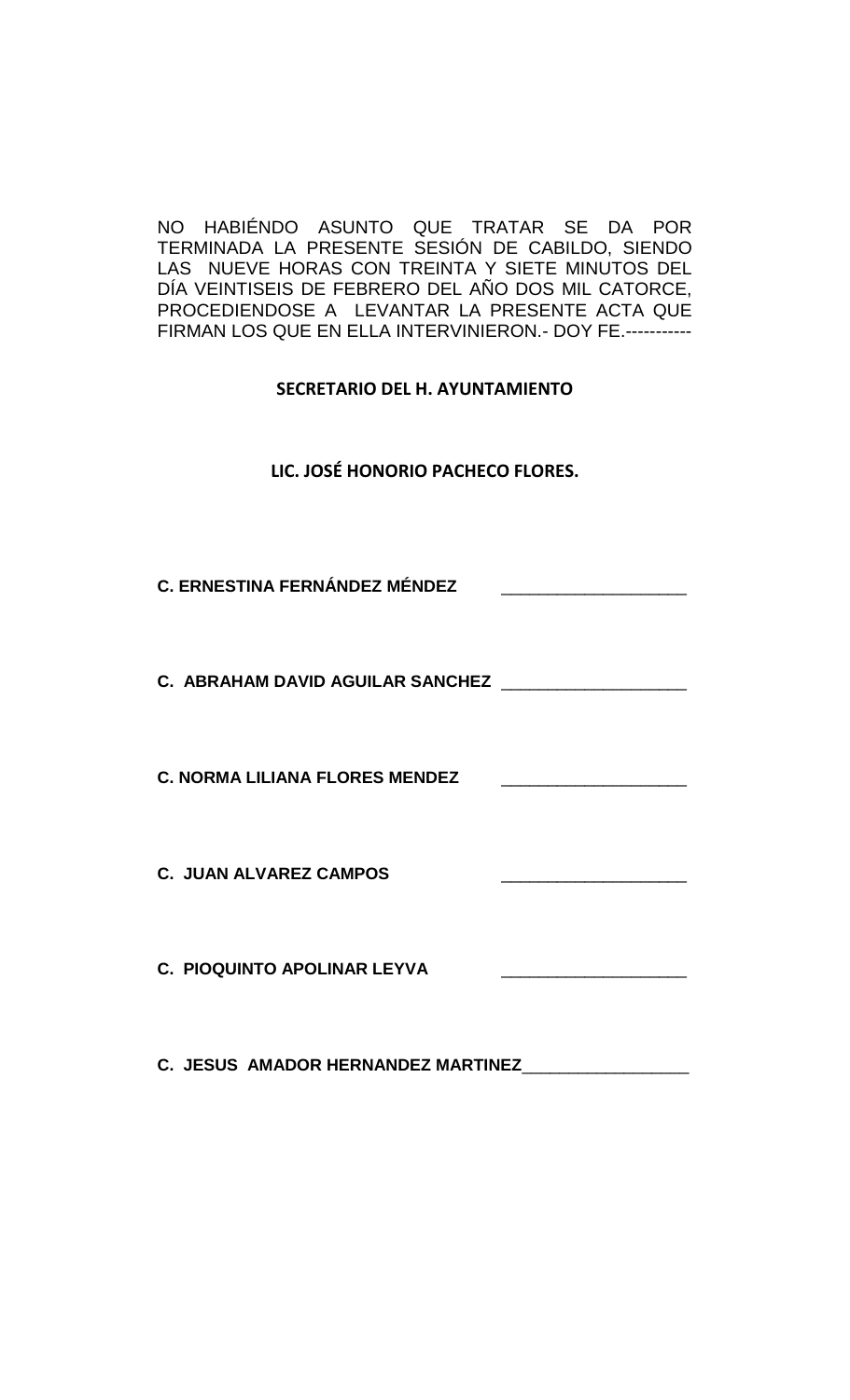NO HABIÉNDO ASUNTO QUE TRATAR SE DA POR TERMINADA LA PRESENTE SESIÓN DE CABILDO, SIENDO LAS NUEVE HORAS CON TREINTA Y SIETE MINUTOS DEL DÍA VEINTISEIS DE FEBRERO DEL AÑO DOS MIL CATORCE, PROCEDIENDOSE A LEVANTAR LA PRESENTE ACTA QUE FIRMAN LOS QUE EN ELLA INTERVINIERON.- DOY FE.-----------

**SECRETARIO DEL H. AYUNTAMIENTO**

**LIC. JOSÉ HONORIO PACHECO FLORES.**

**C. ERNESTINA FERNÁNDEZ MÉNDEZ** ____________________

**C. ABRAHAM DAVID AGUILAR SANCHEZ** ____________________

**C. NORMA LILIANA FLORES MENDEZ** ____________________

**C. JUAN ALVAREZ CAMPOS** ____________________

**C. PIOQUINTO APOLINAR LEYVA** ____________________

**C. JESUS AMADOR HERNANDEZ MARTINEZ**__________________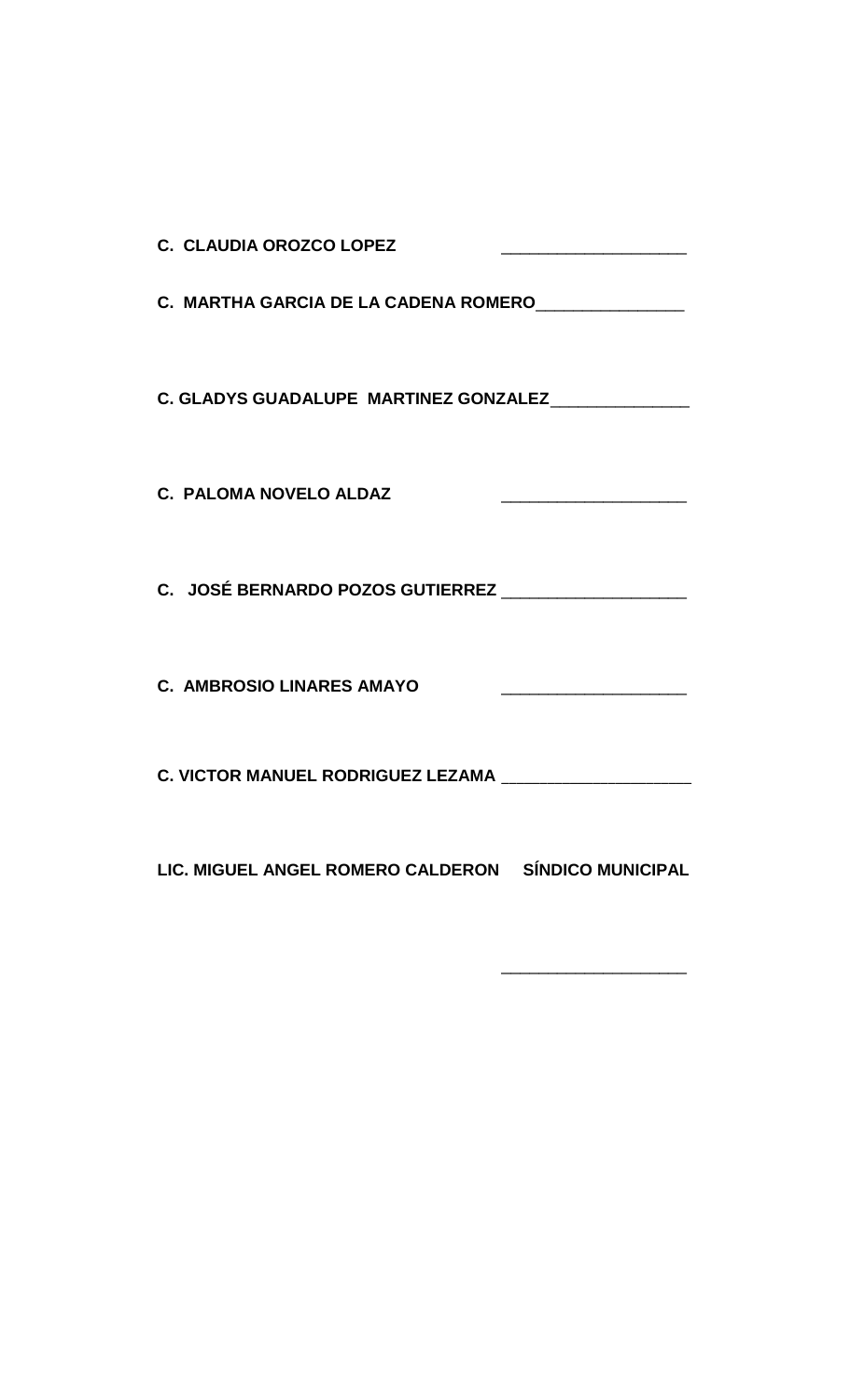**C. CLAUDIA OROZCO LOPEZ** ____________________

**C. MARTHA GARCIA DE LA CADENA ROMERO**________________

**C. GLADYS GUADALUPE MARTINEZ GONZALEZ**_______________

**C. PALOMA NOVELO ALDAZ** ____________________

**C. JOSÉ BERNARDO POZOS GUTIERREZ** ____________________

**C. AMBROSIO LINARES AMAYO** ____________________

**C. VICTOR MANUEL RODRIGUEZ LEZAMA** ____________________

**LIC. MIGUEL ANGEL ROMERO CALDERON SÍNDICO MUNICIPAL**

____________________